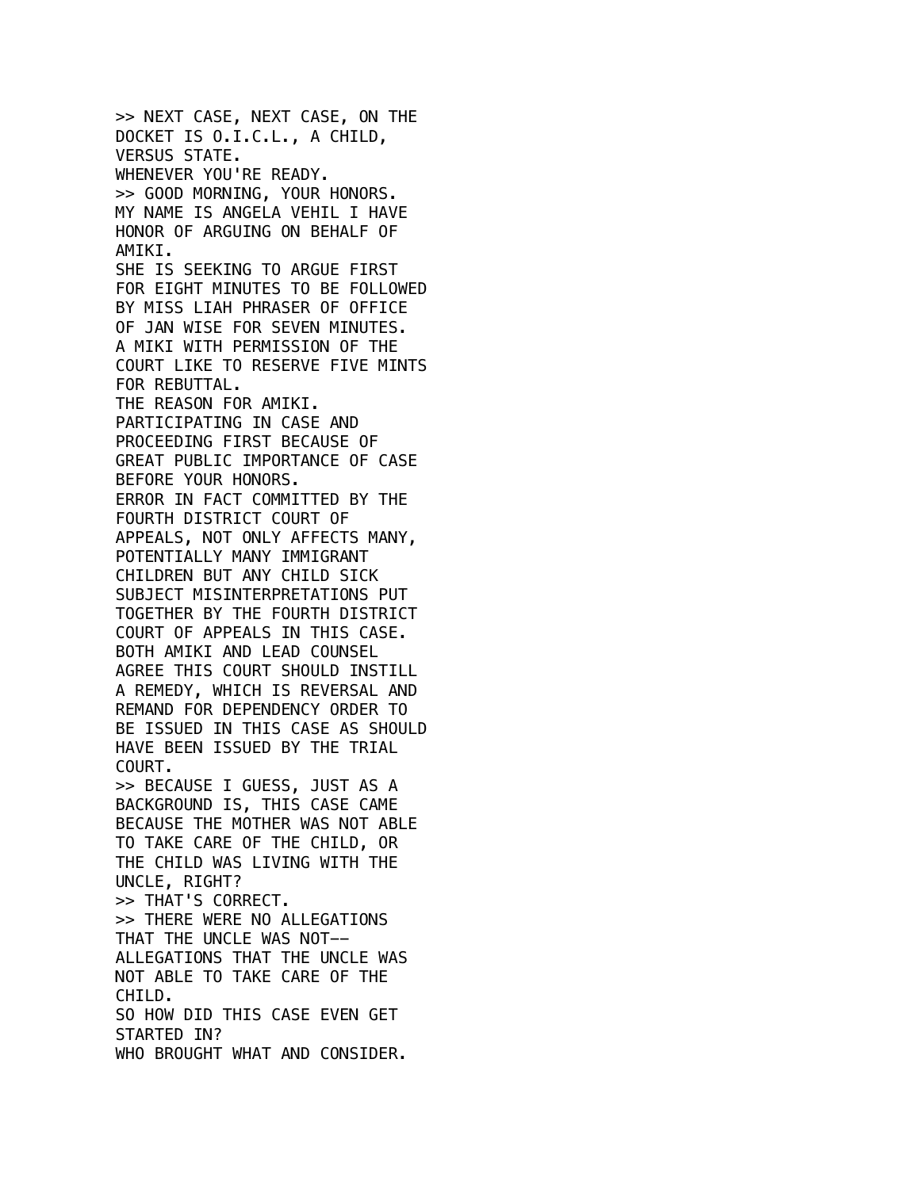>> NEXT CASE, NEXT CASE, ON THE DOCKET IS O.I.C.L., A CHILD, VERSUS STATE.
WHENEVER YOU'RE READY.
>> GOOD MORNING, YOUR HONORS.
MY NAME IS ANGELA VEHIL I HAVE HONOR OF ARGUING ON BEHALF OF AMIKI.
SHE IS SEEKING TO ARGUE FIRST FOR EIGHT MINUTES TO BE FOLLOWED BY MISS LIAH PHRASER OF OFFICE OF JAN WISE FOR SEVEN MINUTES.
A MIKI WITH PERMISSION OF THE COURT LIKE TO RESERVE FIVE MINTS FOR REBUTTAL.
THE REASON FOR AMIKI.
PARTICIPATING IN CASE AND PROCEEDING FIRST BECAUSE OF GREAT PUBLIC IMPORTANCE OF CASE BEFORE YOUR HONORS.
ERROR IN FACT COMMITTED BY THE FOURTH DISTRICT COURT OF APPEALS, NOT ONLY AFFECTS MANY, POTENTIALLY MANY IMMIGRANT CHILDREN BUT ANY CHILD SICK SUBJECT MISINTERPRETATIONS PUT TOGETHER BY THE FOURTH DISTRICT COURT OF APPEALS IN THIS CASE.
BOTH AMIKI AND LEAD COUNSEL AGREE THIS COURT SHOULD INSTILL A REMEDY, WHICH IS REVERSAL AND REMAND FOR DEPENDENCY ORDER TO BE ISSUED IN THIS CASE AS SHOULD HAVE BEEN ISSUED BY THE TRIAL COURT.
>> BECAUSE I GUESS, JUST AS A BACKGROUND IS, THIS CASE CAME BECAUSE THE MOTHER WAS NOT ABLE TO TAKE CARE OF THE CHILD, OR THE CHILD WAS LIVING WITH THE UNCLE, RIGHT?
>> THAT'S CORRECT.
>> THERE WERE NO ALLEGATIONS THAT THE UNCLE WAS NOT-- ALLEGATIONS THAT THE UNCLE WAS NOT ABLE TO TAKE CARE OF THE CHILD.
SO HOW DID THIS CASE EVEN GET STARTED IN?
WHO BROUGHT WHAT AND CONSIDER.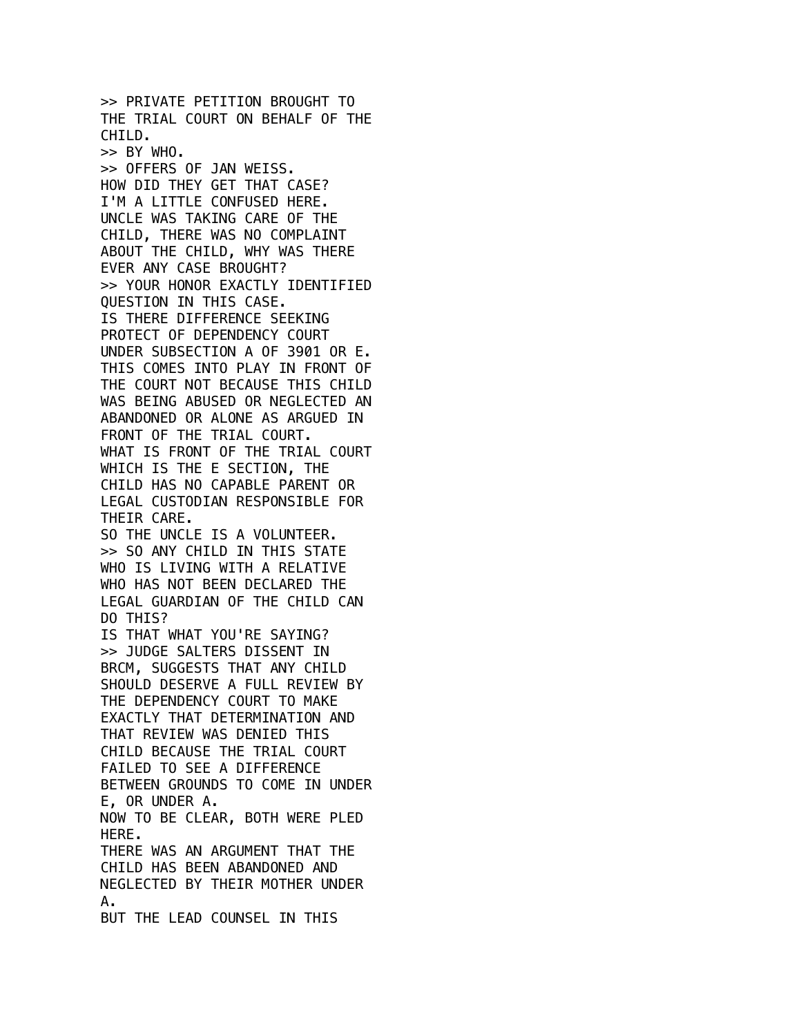>> PRIVATE PETITION BROUGHT TO THE TRIAL COURT ON BEHALF OF THE CHILD.
>> BY WHO.
>> OFFERS OF JAN WEISS.
HOW DID THEY GET THAT CASE?
I'M A LITTLE CONFUSED HERE.
UNCLE WAS TAKING CARE OF THE CHILD, THERE WAS NO COMPLAINT ABOUT THE CHILD, WHY WAS THERE EVER ANY CASE BROUGHT?
>> YOUR HONOR EXACTLY IDENTIFIED QUESTION IN THIS CASE.
IS THERE DIFFERENCE SEEKING PROTECT OF DEPENDENCY COURT UNDER SUBSECTION A OF 3901 OR E.
THIS COMES INTO PLAY IN FRONT OF THE COURT NOT BECAUSE THIS CHILD WAS BEING ABUSED OR NEGLECTED AN ABANDONED OR ALONE AS ARGUED IN FRONT OF THE TRIAL COURT.
WHAT IS FRONT OF THE TRIAL COURT WHICH IS THE E SECTION, THE CHILD HAS NO CAPABLE PARENT OR LEGAL CUSTODIAN RESPONSIBLE FOR THEIR CARE.
SO THE UNCLE IS A VOLUNTEER.
>> SO ANY CHILD IN THIS STATE WHO IS LIVING WITH A RELATIVE WHO HAS NOT BEEN DECLARED THE LEGAL GUARDIAN OF THE CHILD CAN DO THIS?
IS THAT WHAT YOU'RE SAYING?
>> JUDGE SALTERS DISSENT IN BRCM, SUGGESTS THAT ANY CHILD SHOULD DESERVE A FULL REVIEW BY THE DEPENDENCY COURT TO MAKE EXACTLY THAT DETERMINATION AND THAT REVIEW WAS DENIED THIS CHILD BECAUSE THE TRIAL COURT FAILED TO SEE A DIFFERENCE BETWEEN GROUNDS TO COME IN UNDER E, OR UNDER A.
NOW TO BE CLEAR, BOTH WERE PLED HERE.
THERE WAS AN ARGUMENT THAT THE CHILD HAS BEEN ABANDONED AND NEGLECTED BY THEIR MOTHER UNDER A.
BUT THE LEAD COUNSEL IN THIS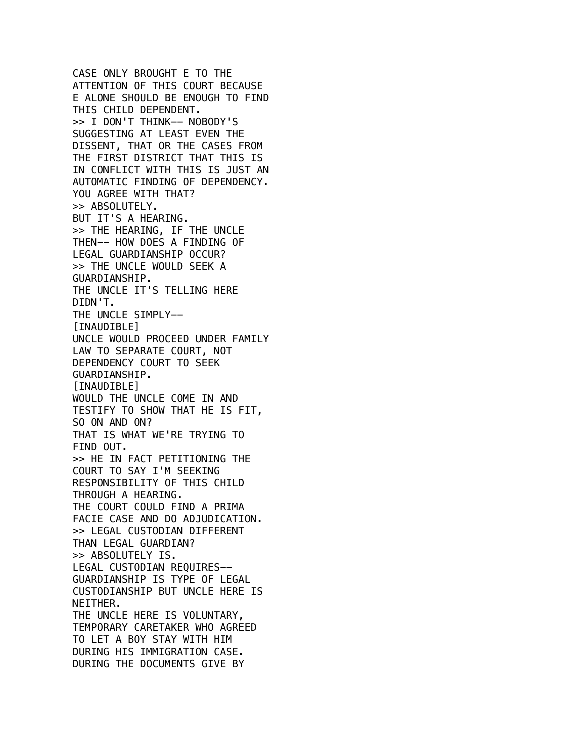CASE ONLY BROUGHT E TO THE ATTENTION OF THIS COURT BECAUSE E ALONE SHOULD BE ENOUGH TO FIND THIS CHILD DEPENDENT.
>> I DON'T THINK-- NOBODY'S SUGGESTING AT LEAST EVEN THE DISSENT, THAT OR THE CASES FROM THE FIRST DISTRICT THAT THIS IS IN CONFLICT WITH THIS IS JUST AN AUTOMATIC FINDING OF DEPENDENCY.
YOU AGREE WITH THAT?
>> ABSOLUTELY.
BUT IT'S A HEARING.
>> THE HEARING, IF THE UNCLE THEN-- HOW DOES A FINDING OF LEGAL GUARDIANSHIP OCCUR?
>> THE UNCLE WOULD SEEK A GUARDIANSHIP.
THE UNCLE IT'S TELLING HERE DIDN'T.
THE UNCLE SIMPLY--
[INAUDIBLE]
UNCLE WOULD PROCEED UNDER FAMILY LAW TO SEPARATE COURT, NOT DEPENDENCY COURT TO SEEK GUARDIANSHIP.
[INAUDIBLE]
WOULD THE UNCLE COME IN AND TESTIFY TO SHOW THAT HE IS FIT, SO ON AND ON?
THAT IS WHAT WE'RE TRYING TO FIND OUT.
>> HE IN FACT PETITIONING THE COURT TO SAY I'M SEEKING RESPONSIBILITY OF THIS CHILD THROUGH A HEARING.
THE COURT COULD FIND A PRIMA FACIE CASE AND DO ADJUDICATION.
>> LEGAL CUSTODIAN DIFFERENT THAN LEGAL GUARDIAN?
>> ABSOLUTELY IS.
LEGAL CUSTODIAN REQUIRES-- GUARDIANSHIP IS TYPE OF LEGAL CUSTODIANSHIP BUT UNCLE HERE IS NEITHER.
THE UNCLE HERE IS VOLUNTARY, TEMPORARY CARETAKER WHO AGREED TO LET A BOY STAY WITH HIM DURING HIS IMMIGRATION CASE.
DURING THE DOCUMENTS GIVE BY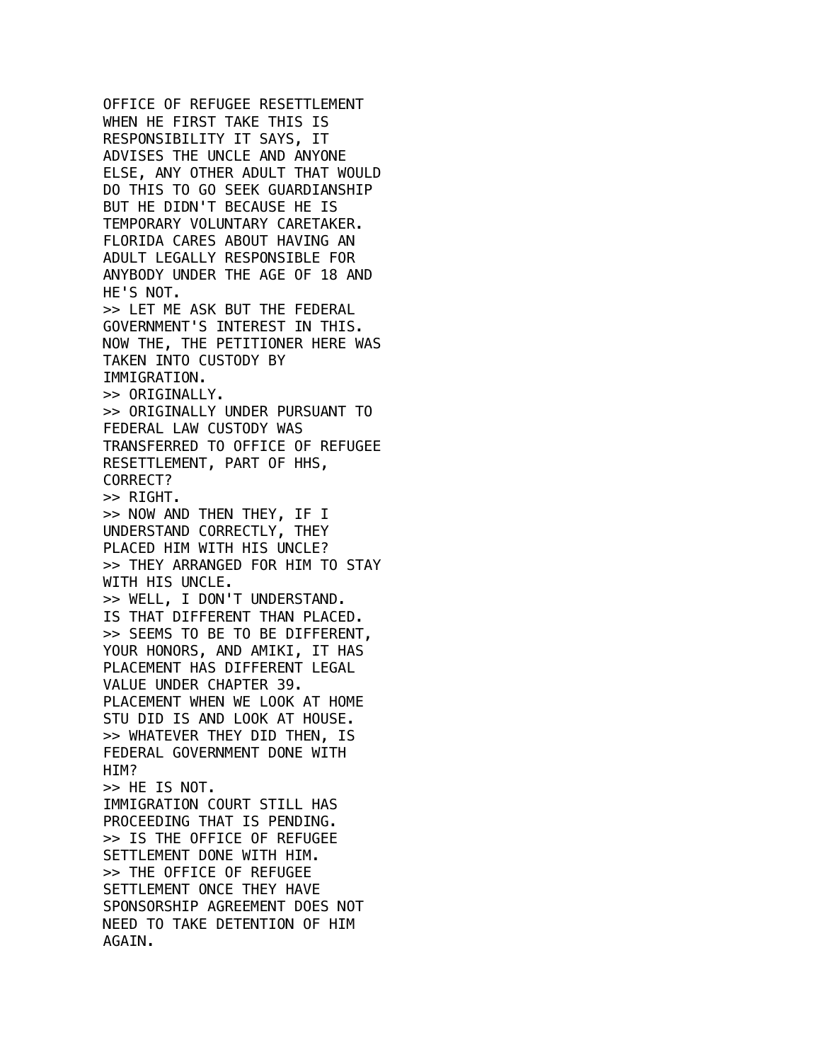OFFICE OF REFUGEE RESETTLEMENT WHEN HE FIRST TAKE THIS IS RESPONSIBILITY IT SAYS, IT ADVISES THE UNCLE AND ANYONE ELSE, ANY OTHER ADULT THAT WOULD DO THIS TO GO SEEK GUARDIANSHIP BUT HE DIDN'T BECAUSE HE IS TEMPORARY VOLUNTARY CARETAKER. FLORIDA CARES ABOUT HAVING AN ADULT LEGALLY RESPONSIBLE FOR ANYBODY UNDER THE AGE OF 18 AND HE'S NOT.

>> LET ME ASK BUT THE FEDERAL GOVERNMENT'S INTEREST IN THIS. NOW THE, THE PETITIONER HERE WAS TAKEN INTO CUSTODY BY IMMIGRATION.

>> ORIGINALLY.

>> ORIGINALLY UNDER PURSUANT TO FEDERAL LAW CUSTODY WAS TRANSFERRED TO OFFICE OF REFUGEE RESETTLEMENT, PART OF HHS, CORRECT?

>> RIGHT.

>> NOW AND THEN THEY, IF I UNDERSTAND CORRECTLY, THEY PLACED HIM WITH HIS UNCLE?

>> THEY ARRANGED FOR HIM TO STAY WITH HIS UNCLE.

>> WELL, I DON'T UNDERSTAND. IS THAT DIFFERENT THAN PLACED.

>> SEEMS TO BE TO BE DIFFERENT, YOUR HONORS, AND AMIKI, IT HAS PLACEMENT HAS DIFFERENT LEGAL VALUE UNDER CHAPTER 39. PLACEMENT WHEN WE LOOK AT HOME STU DID IS AND LOOK AT HOUSE.

>> WHATEVER THEY DID THEN, IS FEDERAL GOVERNMENT DONE WITH HIM?

>> HE IS NOT. IMMIGRATION COURT STILL HAS PROCEEDING THAT IS PENDING.

>> IS THE OFFICE OF REFUGEE SETTLEMENT DONE WITH HIM.

>> THE OFFICE OF REFUGEE SETTLEMENT ONCE THEY HAVE SPONSORSHIP AGREEMENT DOES NOT NEED TO TAKE DETENTION OF HIM AGAIN.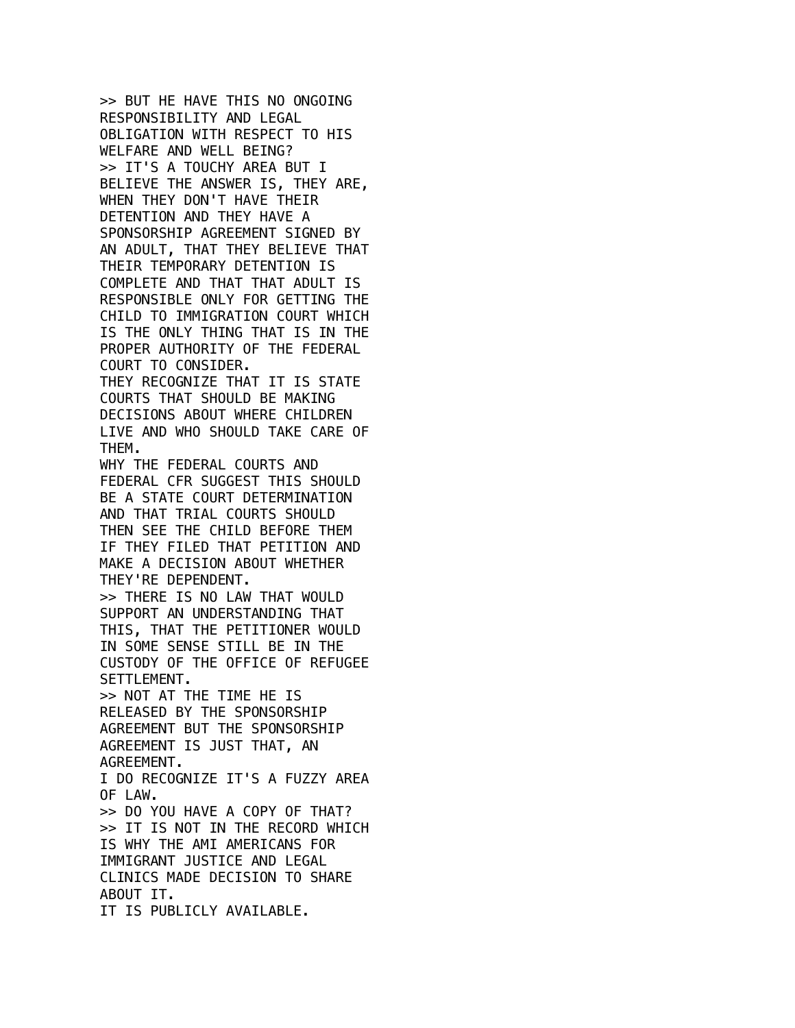>> BUT HE HAVE THIS NO ONGOING RESPONSIBILITY AND LEGAL OBLIGATION WITH RESPECT TO HIS WELFARE AND WELL BEING?
>> IT'S A TOUCHY AREA BUT I BELIEVE THE ANSWER IS, THEY ARE, WHEN THEY DON'T HAVE THEIR DETENTION AND THEY HAVE A SPONSORSHIP AGREEMENT SIGNED BY AN ADULT, THAT THEY BELIEVE THAT THEIR TEMPORARY DETENTION IS COMPLETE AND THAT THAT ADULT IS RESPONSIBLE ONLY FOR GETTING THE CHILD TO IMMIGRATION COURT WHICH IS THE ONLY THING THAT IS IN THE PROPER AUTHORITY OF THE FEDERAL COURT TO CONSIDER.
THEY RECOGNIZE THAT IT IS STATE COURTS THAT SHOULD BE MAKING DECISIONS ABOUT WHERE CHILDREN LIVE AND WHO SHOULD TAKE CARE OF THEM.
WHY THE FEDERAL COURTS AND FEDERAL CFR SUGGEST THIS SHOULD BE A STATE COURT DETERMINATION AND THAT TRIAL COURTS SHOULD THEN SEE THE CHILD BEFORE THEM IF THEY FILED THAT PETITION AND MAKE A DECISION ABOUT WHETHER THEY'RE DEPENDENT.
>> THERE IS NO LAW THAT WOULD SUPPORT AN UNDERSTANDING THAT THIS, THAT THE PETITIONER WOULD IN SOME SENSE STILL BE IN THE CUSTODY OF THE OFFICE OF REFUGEE SETTLEMENT.
>> NOT AT THE TIME HE IS RELEASED BY THE SPONSORSHIP AGREEMENT BUT THE SPONSORSHIP AGREEMENT IS JUST THAT, AN AGREEMENT.
I DO RECOGNIZE IT'S A FUZZY AREA OF LAW.
>> DO YOU HAVE A COPY OF THAT?
>> IT IS NOT IN THE RECORD WHICH IS WHY THE AMI AMERICANS FOR IMMIGRANT JUSTICE AND LEGAL CLINICS MADE DECISION TO SHARE ABOUT IT.
IT IS PUBLICLY AVAILABLE.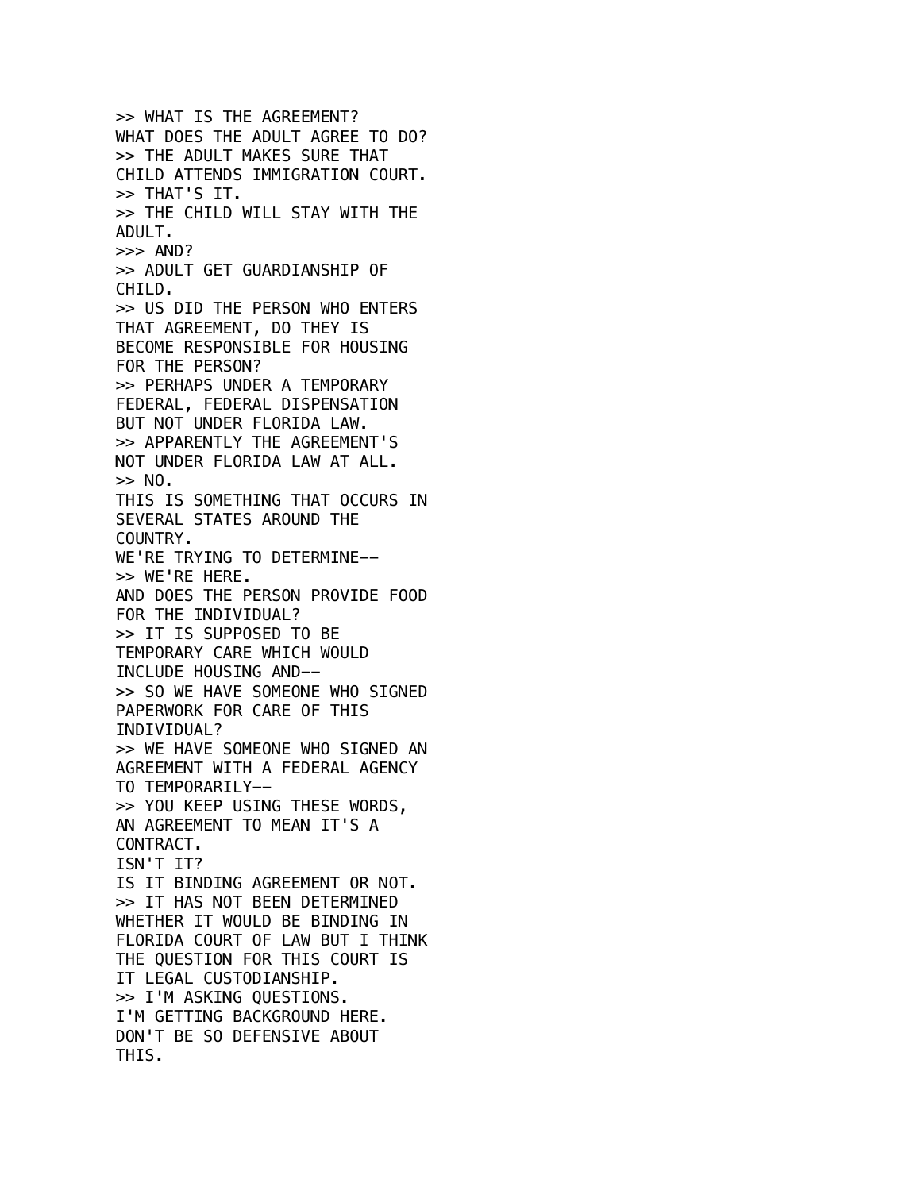>> WHAT IS THE AGREEMENT?
WHAT DOES THE ADULT AGREE TO DO?
>> THE ADULT MAKES SURE THAT
CHILD ATTENDS IMMIGRATION COURT.
>> THAT'S IT.
>> THE CHILD WILL STAY WITH THE
ADULT.
>>> AND?
>> ADULT GET GUARDIANSHIP OF
CHILD.
>> US DID THE PERSON WHO ENTERS
THAT AGREEMENT, DO THEY IS
BECOME RESPONSIBLE FOR HOUSING
FOR THE PERSON?
>> PERHAPS UNDER A TEMPORARY
FEDERAL, FEDERAL DISPENSATION
BUT NOT UNDER FLORIDA LAW.
>> APPARENTLY THE AGREEMENT'S
NOT UNDER FLORIDA LAW AT ALL.
>> NO.
THIS IS SOMETHING THAT OCCURS IN
SEVERAL STATES AROUND THE
COUNTRY.
WE'RE TRYING TO DETERMINE--
>> WE'RE HERE.
AND DOES THE PERSON PROVIDE FOOD
FOR THE INDIVIDUAL?
>> IT IS SUPPOSED TO BE
TEMPORARY CARE WHICH WOULD
INCLUDE HOUSING AND--
>> SO WE HAVE SOMEONE WHO SIGNED
PAPERWORK FOR CARE OF THIS
INDIVIDUAL?
>> WE HAVE SOMEONE WHO SIGNED AN
AGREEMENT WITH A FEDERAL AGENCY
TO TEMPORARILY--
>> YOU KEEP USING THESE WORDS,
AN AGREEMENT TO MEAN IT'S A
CONTRACT.
ISN'T IT?
IS IT BINDING AGREEMENT OR NOT.
>> IT HAS NOT BEEN DETERMINED
WHETHER IT WOULD BE BINDING IN
FLORIDA COURT OF LAW BUT I THINK
THE QUESTION FOR THIS COURT IS
IT LEGAL CUSTODIANSHIP.
>> I'M ASKING QUESTIONS.
I'M GETTING BACKGROUND HERE.
DON'T BE SO DEFENSIVE ABOUT
THIS.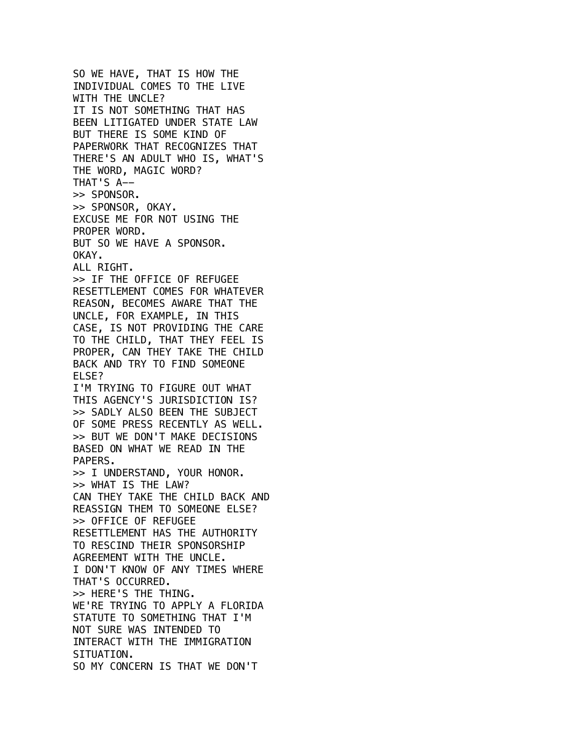SO WE HAVE, THAT IS HOW THE
INDIVIDUAL COMES TO THE LIVE
WITH THE UNCLE?
IT IS NOT SOMETHING THAT HAS
BEEN LITIGATED UNDER STATE LAW
BUT THERE IS SOME KIND OF
PAPERWORK THAT RECOGNIZES THAT
THERE'S AN ADULT WHO IS, WHAT'S
THE WORD, MAGIC WORD?
THAT'S A--
>> SPONSOR.
>> SPONSOR, OKAY.
EXCUSE ME FOR NOT USING THE
PROPER WORD.
BUT SO WE HAVE A SPONSOR.
OKAY.
ALL RIGHT.
>> IF THE OFFICE OF REFUGEE
RESETTLEMENT COMES FOR WHATEVER
REASON, BECOMES AWARE THAT THE
UNCLE, FOR EXAMPLE, IN THIS
CASE, IS NOT PROVIDING THE CARE
TO THE CHILD, THAT THEY FEEL IS
PROPER, CAN THEY TAKE THE CHILD
BACK AND TRY TO FIND SOMEONE
ELSE?
I'M TRYING TO FIGURE OUT WHAT
THIS AGENCY'S JURISDICTION IS?
>> SADLY ALSO BEEN THE SUBJECT
OF SOME PRESS RECENTLY AS WELL.
>> BUT WE DON'T MAKE DECISIONS
BASED ON WHAT WE READ IN THE
PAPERS.
>> I UNDERSTAND, YOUR HONOR.
>> WHAT IS THE LAW?
CAN THEY TAKE THE CHILD BACK AND
REASSIGN THEM TO SOMEONE ELSE?
>> OFFICE OF REFUGEE
RESETTLEMENT HAS THE AUTHORITY
TO RESCIND THEIR SPONSORSHIP
AGREEMENT WITH THE UNCLE.
I DON'T KNOW OF ANY TIMES WHERE
THAT'S OCCURRED.
>> HERE'S THE THING.
WE'RE TRYING TO APPLY A FLORIDA
STATUTE TO SOMETHING THAT I'M
NOT SURE WAS INTENDED TO
INTERACT WITH THE IMMIGRATION
SITUATION.
SO MY CONCERN IS THAT WE DON'T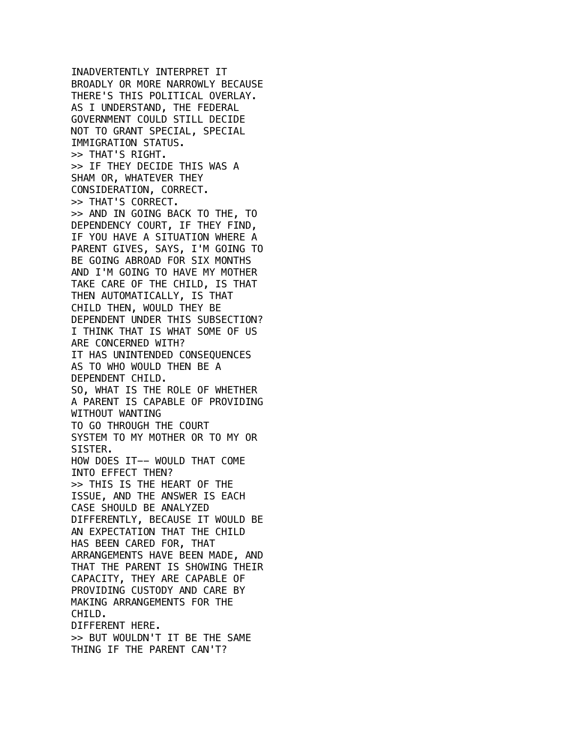INADVERTENTLY INTERPRET IT
BROADLY OR MORE NARROWLY BECAUSE
THERE'S THIS POLITICAL OVERLAY.
AS I UNDERSTAND, THE FEDERAL
GOVERNMENT COULD STILL DECIDE
NOT TO GRANT SPECIAL, SPECIAL
IMMIGRATION STATUS.
>> THAT'S RIGHT.
>> IF THEY DECIDE THIS WAS A
SHAM OR, WHATEVER THEY
CONSIDERATION, CORRECT.
>> THAT'S CORRECT.
>> AND IN GOING BACK TO THE, TO
DEPENDENCY COURT, IF THEY FIND,
IF YOU HAVE A SITUATION WHERE A
PARENT GIVES, SAYS, I'M GOING TO
BE GOING ABROAD FOR SIX MONTHS
AND I'M GOING TO HAVE MY MOTHER
TAKE CARE OF THE CHILD, IS THAT
THEN AUTOMATICALLY, IS THAT
CHILD THEN, WOULD THEY BE
DEPENDENT UNDER THIS SUBSECTION?
I THINK THAT IS WHAT SOME OF US
ARE CONCERNED WITH?
IT HAS UNINTENDED CONSEQUENCES
AS TO WHO WOULD THEN BE A
DEPENDENT CHILD.
SO, WHAT IS THE ROLE OF WHETHER
A PARENT IS CAPABLE OF PROVIDING
WITHOUT WANTING
TO GO THROUGH THE COURT
SYSTEM TO MY MOTHER OR TO MY OR
SISTER.
HOW DOES IT-- WOULD THAT COME
INTO EFFECT THEN?
>> THIS IS THE HEART OF THE
ISSUE, AND THE ANSWER IS EACH
CASE SHOULD BE ANALYZED
DIFFERENTLY, BECAUSE IT WOULD BE
AN EXPECTATION THAT THE CHILD
HAS BEEN CARED FOR, THAT
ARRANGEMENTS HAVE BEEN MADE, AND
THAT THE PARENT IS SHOWING THEIR
CAPACITY, THEY ARE CAPABLE OF
PROVIDING CUSTODY AND CARE BY
MAKING ARRANGEMENTS FOR THE
CHILD.
DIFFERENT HERE.
>> BUT WOULDN'T IT BE THE SAME
THING IF THE PARENT CAN'T?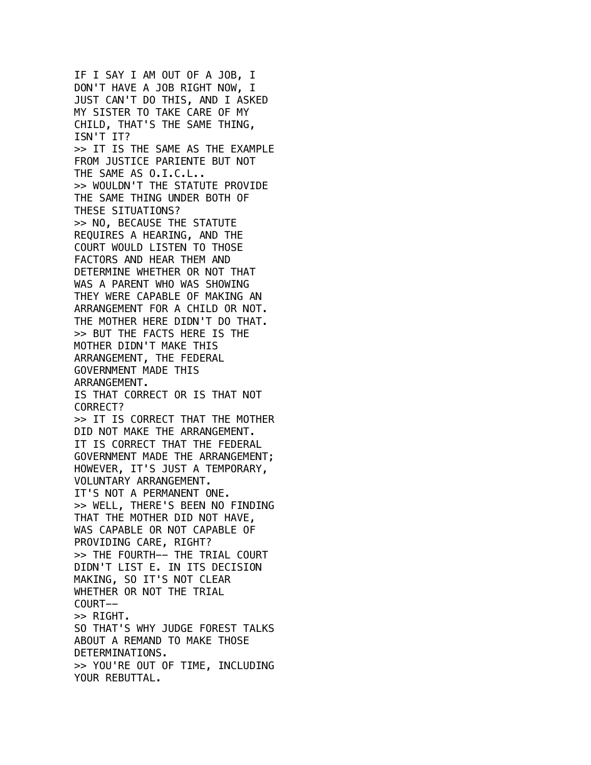IF I SAY I AM OUT OF A JOB, I DON'T HAVE A JOB RIGHT NOW, I JUST CAN'T DO THIS, AND I ASKED MY SISTER TO TAKE CARE OF MY CHILD, THAT'S THE SAME THING, ISN'T IT?
>> IT IS THE SAME AS THE EXAMPLE FROM JUSTICE PARIENTE BUT NOT THE SAME AS O.I.C.L..
>> WOULDN'T THE STATUTE PROVIDE THE SAME THING UNDER BOTH OF THESE SITUATIONS?
>> NO, BECAUSE THE STATUTE REQUIRES A HEARING, AND THE COURT WOULD LISTEN TO THOSE FACTORS AND HEAR THEM AND DETERMINE WHETHER OR NOT THAT WAS A PARENT WHO WAS SHOWING THEY WERE CAPABLE OF MAKING AN ARRANGEMENT FOR A CHILD OR NOT. THE MOTHER HERE DIDN'T DO THAT.
>> BUT THE FACTS HERE IS THE MOTHER DIDN'T MAKE THIS ARRANGEMENT, THE FEDERAL GOVERNMENT MADE THIS ARRANGEMENT.
IS THAT CORRECT OR IS THAT NOT CORRECT?
>> IT IS CORRECT THAT THE MOTHER DID NOT MAKE THE ARRANGEMENT.
IT IS CORRECT THAT THE FEDERAL GOVERNMENT MADE THE ARRANGEMENT; HOWEVER, IT'S JUST A TEMPORARY, VOLUNTARY ARRANGEMENT.
IT'S NOT A PERMANENT ONE.
>> WELL, THERE'S BEEN NO FINDING THAT THE MOTHER DID NOT HAVE, WAS CAPABLE OR NOT CAPABLE OF PROVIDING CARE, RIGHT?
>> THE FOURTH-- THE TRIAL COURT DIDN'T LIST E. IN ITS DECISION MAKING, SO IT'S NOT CLEAR WHETHER OR NOT THE TRIAL COURT--
>> RIGHT.
SO THAT'S WHY JUDGE FOREST TALKS ABOUT A REMAND TO MAKE THOSE DETERMINATIONS.
>> YOU'RE OUT OF TIME, INCLUDING YOUR REBUTTAL.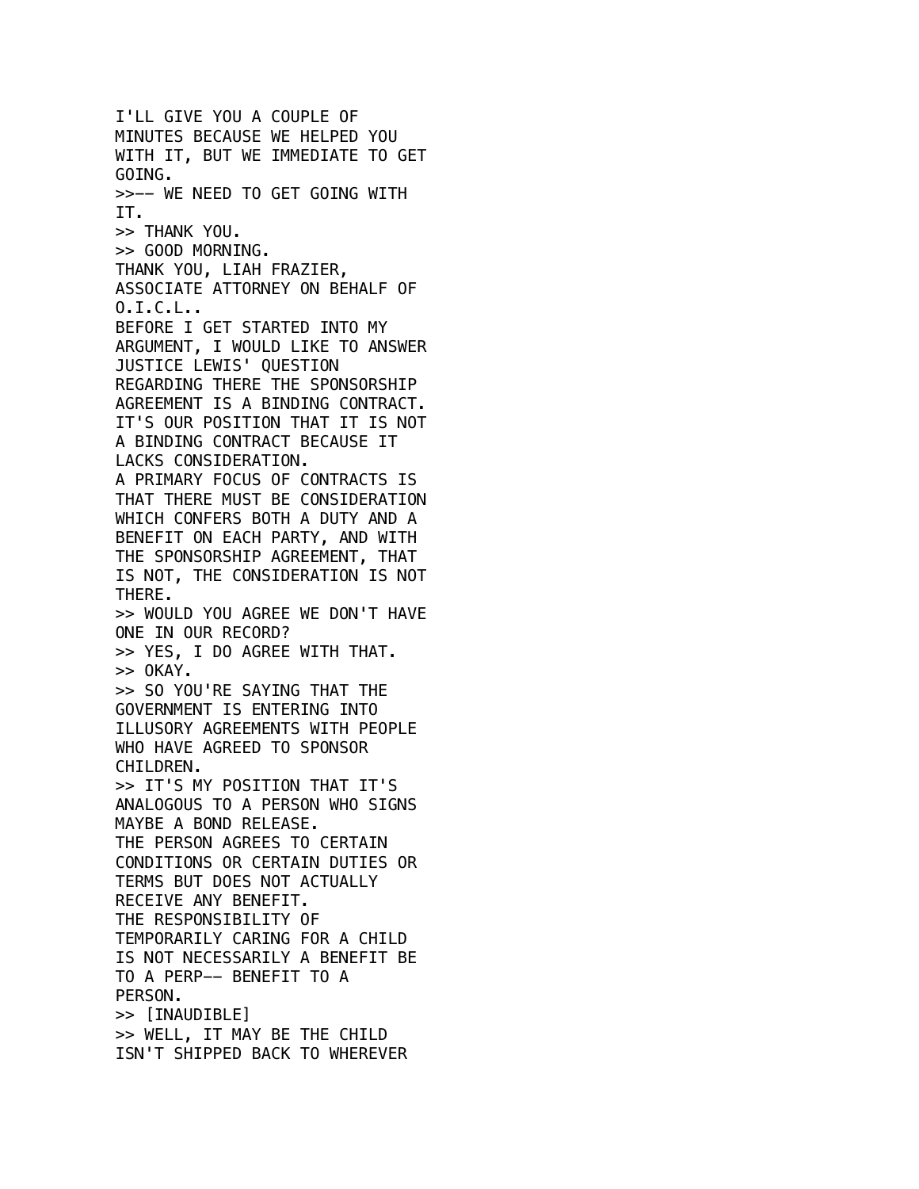I'LL GIVE YOU A COUPLE OF MINUTES BECAUSE WE HELPED YOU WITH IT, BUT WE IMMEDIATE TO GET GOING.
>>-- WE NEED TO GET GOING WITH IT.
>> THANK YOU.
>> GOOD MORNING.
THANK YOU, LIAH FRAZIER, ASSOCIATE ATTORNEY ON BEHALF OF O.I.C.L..
BEFORE I GET STARTED INTO MY ARGUMENT, I WOULD LIKE TO ANSWER JUSTICE LEWIS' QUESTION REGARDING THERE THE SPONSORSHIP AGREEMENT IS A BINDING CONTRACT.
IT'S OUR POSITION THAT IT IS NOT A BINDING CONTRACT BECAUSE IT LACKS CONSIDERATION.
A PRIMARY FOCUS OF CONTRACTS IS THAT THERE MUST BE CONSIDERATION WHICH CONFERS BOTH A DUTY AND A BENEFIT ON EACH PARTY, AND WITH THE SPONSORSHIP AGREEMENT, THAT IS NOT, THE CONSIDERATION IS NOT THERE.
>> WOULD YOU AGREE WE DON'T HAVE ONE IN OUR RECORD?
>> YES, I DO AGREE WITH THAT.
>> OKAY.
>> SO YOU'RE SAYING THAT THE GOVERNMENT IS ENTERING INTO ILLUSORY AGREEMENTS WITH PEOPLE WHO HAVE AGREED TO SPONSOR CHILDREN.
>> IT'S MY POSITION THAT IT'S ANALOGOUS TO A PERSON WHO SIGNS MAYBE A BOND RELEASE.
THE PERSON AGREES TO CERTAIN CONDITIONS OR CERTAIN DUTIES OR TERMS BUT DOES NOT ACTUALLY RECEIVE ANY BENEFIT.
THE RESPONSIBILITY OF TEMPORARILY CARING FOR A CHILD IS NOT NECESSARILY A BENEFIT BE TO A PERP-- BENEFIT TO A PERSON.
>> [INAUDIBLE]
>> WELL, IT MAY BE THE CHILD ISN'T SHIPPED BACK TO WHEREVER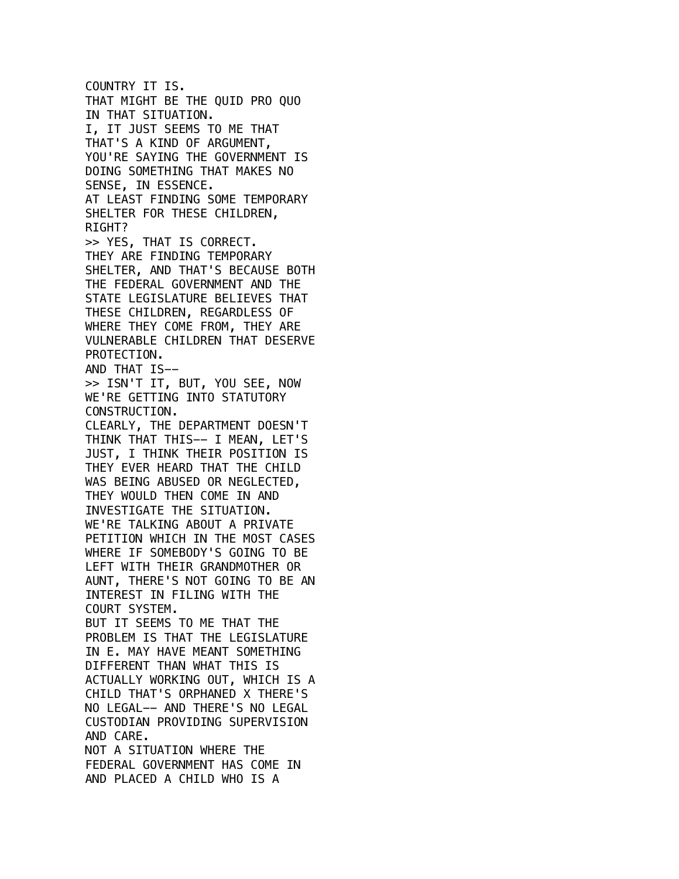COUNTRY IT IS.
THAT MIGHT BE THE QUID PRO QUO IN THAT SITUATION.
I, IT JUST SEEMS TO ME THAT THAT'S A KIND OF ARGUMENT, YOU'RE SAYING THE GOVERNMENT IS DOING SOMETHING THAT MAKES NO SENSE, IN ESSENCE.
AT LEAST FINDING SOME TEMPORARY SHELTER FOR THESE CHILDREN, RIGHT?
>> YES, THAT IS CORRECT.
THEY ARE FINDING TEMPORARY SHELTER, AND THAT'S BECAUSE BOTH THE FEDERAL GOVERNMENT AND THE STATE LEGISLATURE BELIEVES THAT THESE CHILDREN, REGARDLESS OF WHERE THEY COME FROM, THEY ARE VULNERABLE CHILDREN THAT DESERVE PROTECTION.
AND THAT IS--
>> ISN'T IT, BUT, YOU SEE, NOW WE'RE GETTING INTO STATUTORY CONSTRUCTION.
CLEARLY, THE DEPARTMENT DOESN'T THINK THAT THIS-- I MEAN, LET'S JUST, I THINK THEIR POSITION IS THEY EVER HEARD THAT THE CHILD WAS BEING ABUSED OR NEGLECTED, THEY WOULD THEN COME IN AND INVESTIGATE THE SITUATION.
WE'RE TALKING ABOUT A PRIVATE PETITION WHICH IN THE MOST CASES WHERE IF SOMEBODY'S GOING TO BE LEFT WITH THEIR GRANDMOTHER OR AUNT, THERE'S NOT GOING TO BE AN INTEREST IN FILING WITH THE COURT SYSTEM.
BUT IT SEEMS TO ME THAT THE PROBLEM IS THAT THE LEGISLATURE IN E. MAY HAVE MEANT SOMETHING DIFFERENT THAN WHAT THIS IS ACTUALLY WORKING OUT, WHICH IS A CHILD THAT'S ORPHANED X THERE'S NO LEGAL-- AND THERE'S NO LEGAL CUSTODIAN PROVIDING SUPERVISION AND CARE.
NOT A SITUATION WHERE THE FEDERAL GOVERNMENT HAS COME IN AND PLACED A CHILD WHO IS A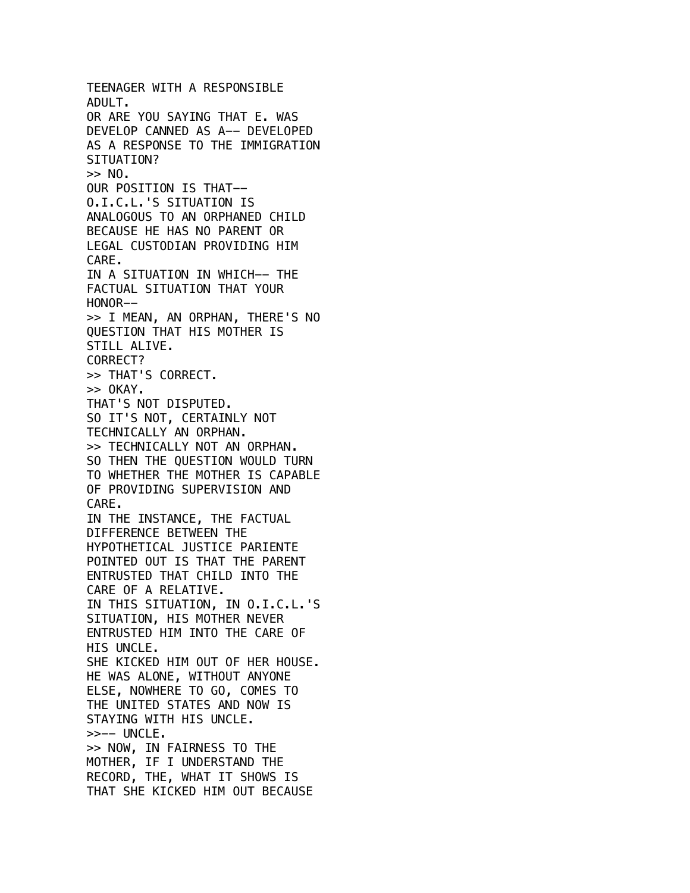TEENAGER WITH A RESPONSIBLE
ADULT.
OR ARE YOU SAYING THAT E. WAS
DEVELOP CANNED AS A-- DEVELOPED
AS A RESPONSE TO THE IMMIGRATION
SITUATION?
>> NO.
OUR POSITION IS THAT--
O.I.C.L.'S SITUATION IS
ANALOGOUS TO AN ORPHANED CHILD
BECAUSE HE HAS NO PARENT OR
LEGAL CUSTODIAN PROVIDING HIM
CARE.
IN A SITUATION IN WHICH-- THE
FACTUAL SITUATION THAT YOUR
HONOR--
>> I MEAN, AN ORPHAN, THERE'S NO
QUESTION THAT HIS MOTHER IS
STILL ALIVE.
CORRECT?
>> THAT'S CORRECT.
>> OKAY.
THAT'S NOT DISPUTED.
SO IT'S NOT, CERTAINLY NOT
TECHNICALLY AN ORPHAN.
>> TECHNICALLY NOT AN ORPHAN.
SO THEN THE QUESTION WOULD TURN
TO WHETHER THE MOTHER IS CAPABLE
OF PROVIDING SUPERVISION AND
CARE.
IN THE INSTANCE, THE FACTUAL
DIFFERENCE BETWEEN THE
HYPOTHETICAL JUSTICE PARIENTE
POINTED OUT IS THAT THE PARENT
ENTRUSTED THAT CHILD INTO THE
CARE OF A RELATIVE.
IN THIS SITUATION, IN O.I.C.L.'S
SITUATION, HIS MOTHER NEVER
ENTRUSTED HIM INTO THE CARE OF
HIS UNCLE.
SHE KICKED HIM OUT OF HER HOUSE.
HE WAS ALONE, WITHOUT ANYONE
ELSE, NOWHERE TO GO, COMES TO
THE UNITED STATES AND NOW IS
STAYING WITH HIS UNCLE.
>>-- UNCLE.
>> NOW, IN FAIRNESS TO THE
MOTHER, IF I UNDERSTAND THE
RECORD, THE, WHAT IT SHOWS IS
THAT SHE KICKED HIM OUT BECAUSE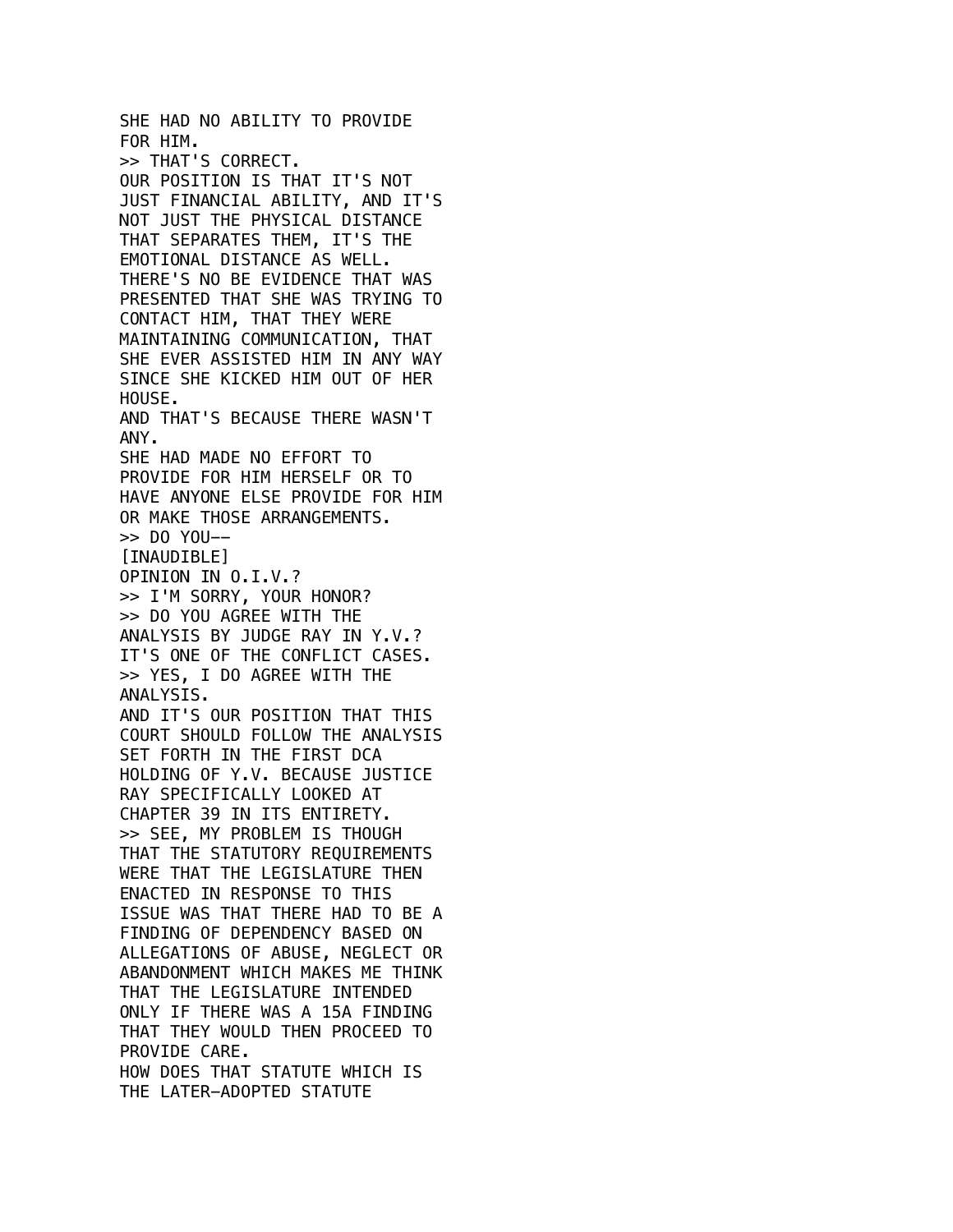SHE HAD NO ABILITY TO PROVIDE FOR HIM.
>> THAT'S CORRECT.
OUR POSITION IS THAT IT'S NOT JUST FINANCIAL ABILITY, AND IT'S NOT JUST THE PHYSICAL DISTANCE THAT SEPARATES THEM, IT'S THE EMOTIONAL DISTANCE AS WELL.
THERE'S NO BE EVIDENCE THAT WAS PRESENTED THAT SHE WAS TRYING TO CONTACT HIM, THAT THEY WERE MAINTAINING COMMUNICATION, THAT SHE EVER ASSISTED HIM IN ANY WAY SINCE SHE KICKED HIM OUT OF HER HOUSE.
AND THAT'S BECAUSE THERE WASN'T ANY.
SHE HAD MADE NO EFFORT TO PROVIDE FOR HIM HERSELF OR TO HAVE ANYONE ELSE PROVIDE FOR HIM OR MAKE THOSE ARRANGEMENTS.
>> DO YOU--
[INAUDIBLE]
OPINION IN O.I.V.?
>> I'M SORRY, YOUR HONOR?
>> DO YOU AGREE WITH THE ANALYSIS BY JUDGE RAY IN Y.V.?
IT'S ONE OF THE CONFLICT CASES.
>> YES, I DO AGREE WITH THE ANALYSIS.
AND IT'S OUR POSITION THAT THIS COURT SHOULD FOLLOW THE ANALYSIS SET FORTH IN THE FIRST DCA HOLDING OF Y.V. BECAUSE JUSTICE RAY SPECIFICALLY LOOKED AT CHAPTER 39 IN ITS ENTIRETY.
>> SEE, MY PROBLEM IS THOUGH THAT THE STATUTORY REQUIREMENTS WERE THAT THE LEGISLATURE THEN ENACTED IN RESPONSE TO THIS ISSUE WAS THAT THERE HAD TO BE A FINDING OF DEPENDENCY BASED ON ALLEGATIONS OF ABUSE, NEGLECT OR ABANDONMENT WHICH MAKES ME THINK THAT THE LEGISLATURE INTENDED ONLY IF THERE WAS A 15A FINDING THAT THEY WOULD THEN PROCEED TO PROVIDE CARE.
HOW DOES THAT STATUTE WHICH IS THE LATER-ADOPTED STATUTE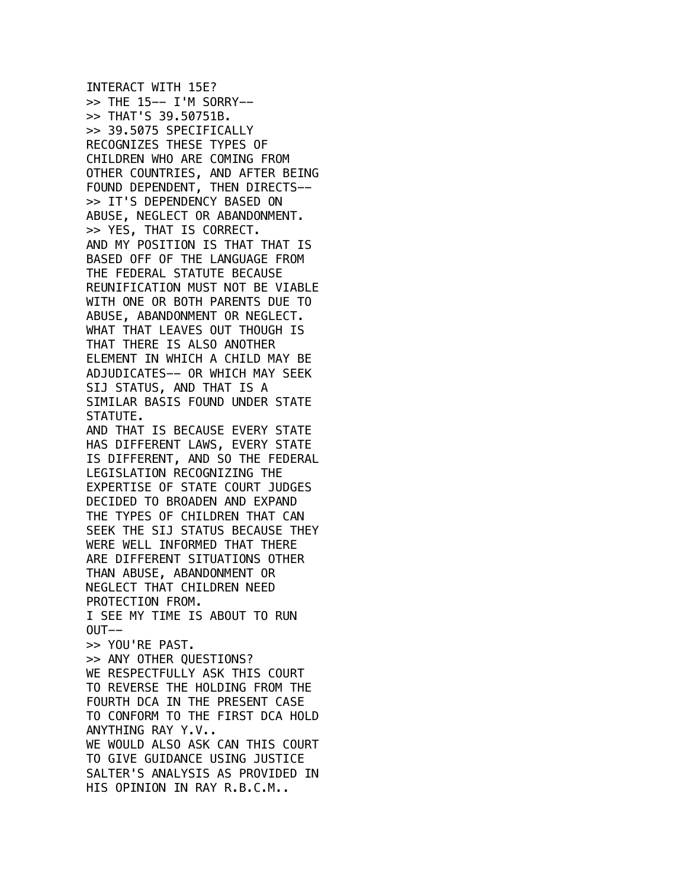INTERACT WITH 15E?
>> THE 15-- I'M SORRY--
>> THAT'S 39.50751B.
>> 39.5075 SPECIFICALLY RECOGNIZES THESE TYPES OF CHILDREN WHO ARE COMING FROM OTHER COUNTRIES, AND AFTER BEING FOUND DEPENDENT, THEN DIRECTS--
>> IT'S DEPENDENCY BASED ON ABUSE, NEGLECT OR ABANDONMENT.
>> YES, THAT IS CORRECT.
AND MY POSITION IS THAT THAT IS BASED OFF OF THE LANGUAGE FROM THE FEDERAL STATUTE BECAUSE REUNIFICATION MUST NOT BE VIABLE WITH ONE OR BOTH PARENTS DUE TO ABUSE, ABANDONMENT OR NEGLECT.
WHAT THAT LEAVES OUT THOUGH IS THAT THERE IS ALSO ANOTHER ELEMENT IN WHICH A CHILD MAY BE ADJUDICATES-- OR WHICH MAY SEEK SIJ STATUS, AND THAT IS A SIMILAR BASIS FOUND UNDER STATE STATUTE.
AND THAT IS BECAUSE EVERY STATE HAS DIFFERENT LAWS, EVERY STATE IS DIFFERENT, AND SO THE FEDERAL LEGISLATION RECOGNIZING THE EXPERTISE OF STATE COURT JUDGES DECIDED TO BROADEN AND EXPAND THE TYPES OF CHILDREN THAT CAN SEEK THE SIJ STATUS BECAUSE THEY WERE WELL INFORMED THAT THERE ARE DIFFERENT SITUATIONS OTHER THAN ABUSE, ABANDONMENT OR NEGLECT THAT CHILDREN NEED PROTECTION FROM.
I SEE MY TIME IS ABOUT TO RUN OUT--
>> YOU'RE PAST.
>> ANY OTHER QUESTIONS?
WE RESPECTFULLY ASK THIS COURT TO REVERSE THE HOLDING FROM THE FOURTH DCA IN THE PRESENT CASE TO CONFORM TO THE FIRST DCA HOLD ANYTHING RAY Y.V..
WE WOULD ALSO ASK CAN THIS COURT TO GIVE GUIDANCE USING JUSTICE SALTER'S ANALYSIS AS PROVIDED IN HIS OPINION IN RAY R.B.C.M..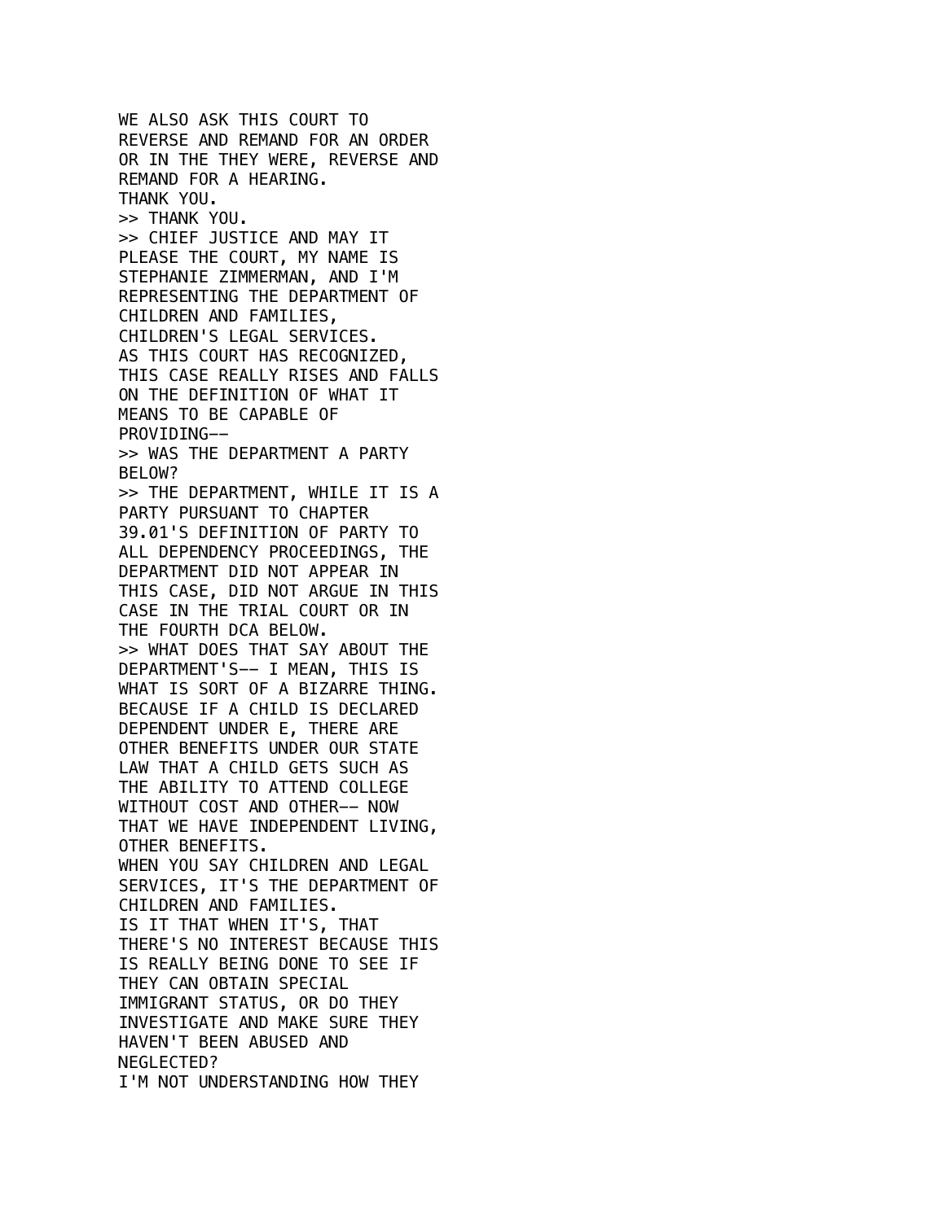WE ALSO ASK THIS COURT TO
REVERSE AND REMAND FOR AN ORDER
OR IN THE THEY WERE, REVERSE AND
REMAND FOR A HEARING.
THANK YOU.
>> THANK YOU.
>> CHIEF JUSTICE AND MAY IT
PLEASE THE COURT, MY NAME IS
STEPHANIE ZIMMERMAN, AND I'M
REPRESENTING THE DEPARTMENT OF
CHILDREN AND FAMILIES,
CHILDREN'S LEGAL SERVICES.
AS THIS COURT HAS RECOGNIZED,
THIS CASE REALLY RISES AND FALLS
ON THE DEFINITION OF WHAT IT
MEANS TO BE CAPABLE OF
PROVIDING--
>> WAS THE DEPARTMENT A PARTY
BELOW?
>> THE DEPARTMENT, WHILE IT IS A
PARTY PURSUANT TO CHAPTER
39.01'S DEFINITION OF PARTY TO
ALL DEPENDENCY PROCEEDINGS, THE
DEPARTMENT DID NOT APPEAR IN
THIS CASE, DID NOT ARGUE IN THIS
CASE IN THE TRIAL COURT OR IN
THE FOURTH DCA BELOW.
>> WHAT DOES THAT SAY ABOUT THE
DEPARTMENT'S-- I MEAN, THIS IS
WHAT IS SORT OF A BIZARRE THING.
BECAUSE IF A CHILD IS DECLARED
DEPENDENT UNDER E, THERE ARE
OTHER BENEFITS UNDER OUR STATE
LAW THAT A CHILD GETS SUCH AS
THE ABILITY TO ATTEND COLLEGE
WITHOUT COST AND OTHER-- NOW
THAT WE HAVE INDEPENDENT LIVING,
OTHER BENEFITS.
WHEN YOU SAY CHILDREN AND LEGAL
SERVICES, IT'S THE DEPARTMENT OF
CHILDREN AND FAMILIES.
IS IT THAT WHEN IT'S, THAT
THERE'S NO INTEREST BECAUSE THIS
IS REALLY BEING DONE TO SEE IF
THEY CAN OBTAIN SPECIAL
IMMIGRANT STATUS, OR DO THEY
INVESTIGATE AND MAKE SURE THEY
HAVEN'T BEEN ABUSED AND
NEGLECTED?
I'M NOT UNDERSTANDING HOW THEY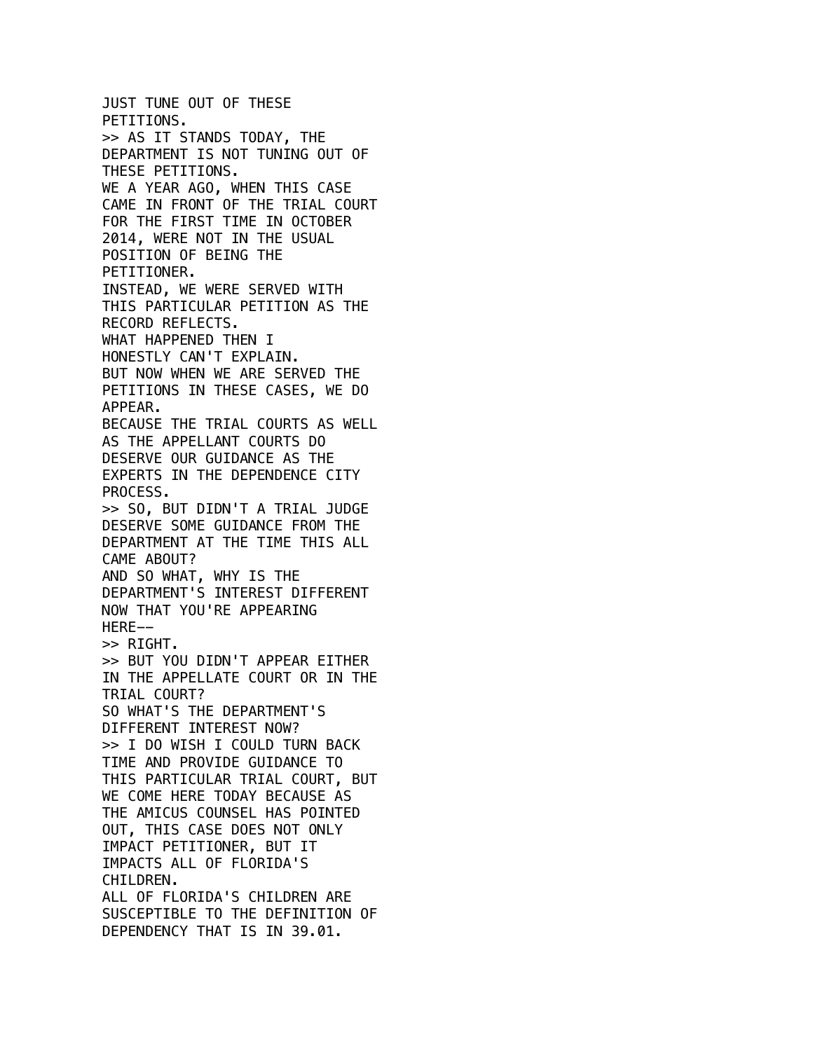JUST TUNE OUT OF THESE
PETITIONS.
>> AS IT STANDS TODAY, THE
DEPARTMENT IS NOT TUNING OUT OF
THESE PETITIONS.
WE A YEAR AGO, WHEN THIS CASE
CAME IN FRONT OF THE TRIAL COURT
FOR THE FIRST TIME IN OCTOBER
2014, WERE NOT IN THE USUAL
POSITION OF BEING THE
PETITIONER.
INSTEAD, WE WERE SERVED WITH
THIS PARTICULAR PETITION AS THE
RECORD REFLECTS.
WHAT HAPPENED THEN I
HONESTLY CAN'T EXPLAIN.
BUT NOW WHEN WE ARE SERVED THE
PETITIONS IN THESE CASES, WE DO
APPEAR.
BECAUSE THE TRIAL COURTS AS WELL
AS THE APPELLANT COURTS DO
DESERVE OUR GUIDANCE AS THE
EXPERTS IN THE DEPENDENCE CITY
PROCESS.
>> SO, BUT DIDN'T A TRIAL JUDGE
DESERVE SOME GUIDANCE FROM THE
DEPARTMENT AT THE TIME THIS ALL
CAME ABOUT?
AND SO WHAT, WHY IS THE
DEPARTMENT'S INTEREST DIFFERENT
NOW THAT YOU'RE APPEARING
HERE--
>> RIGHT.
>> BUT YOU DIDN'T APPEAR EITHER
IN THE APPELLATE COURT OR IN THE
TRIAL COURT?
SO WHAT'S THE DEPARTMENT'S
DIFFERENT INTEREST NOW?
>> I DO WISH I COULD TURN BACK
TIME AND PROVIDE GUIDANCE TO
THIS PARTICULAR TRIAL COURT, BUT
WE COME HERE TODAY BECAUSE AS
THE AMICUS COUNSEL HAS POINTED
OUT, THIS CASE DOES NOT ONLY
IMPACT PETITIONER, BUT IT
IMPACTS ALL OF FLORIDA'S
CHILDREN.
ALL OF FLORIDA'S CHILDREN ARE
SUSCEPTIBLE TO THE DEFINITION OF
DEPENDENCY THAT IS IN 39.01.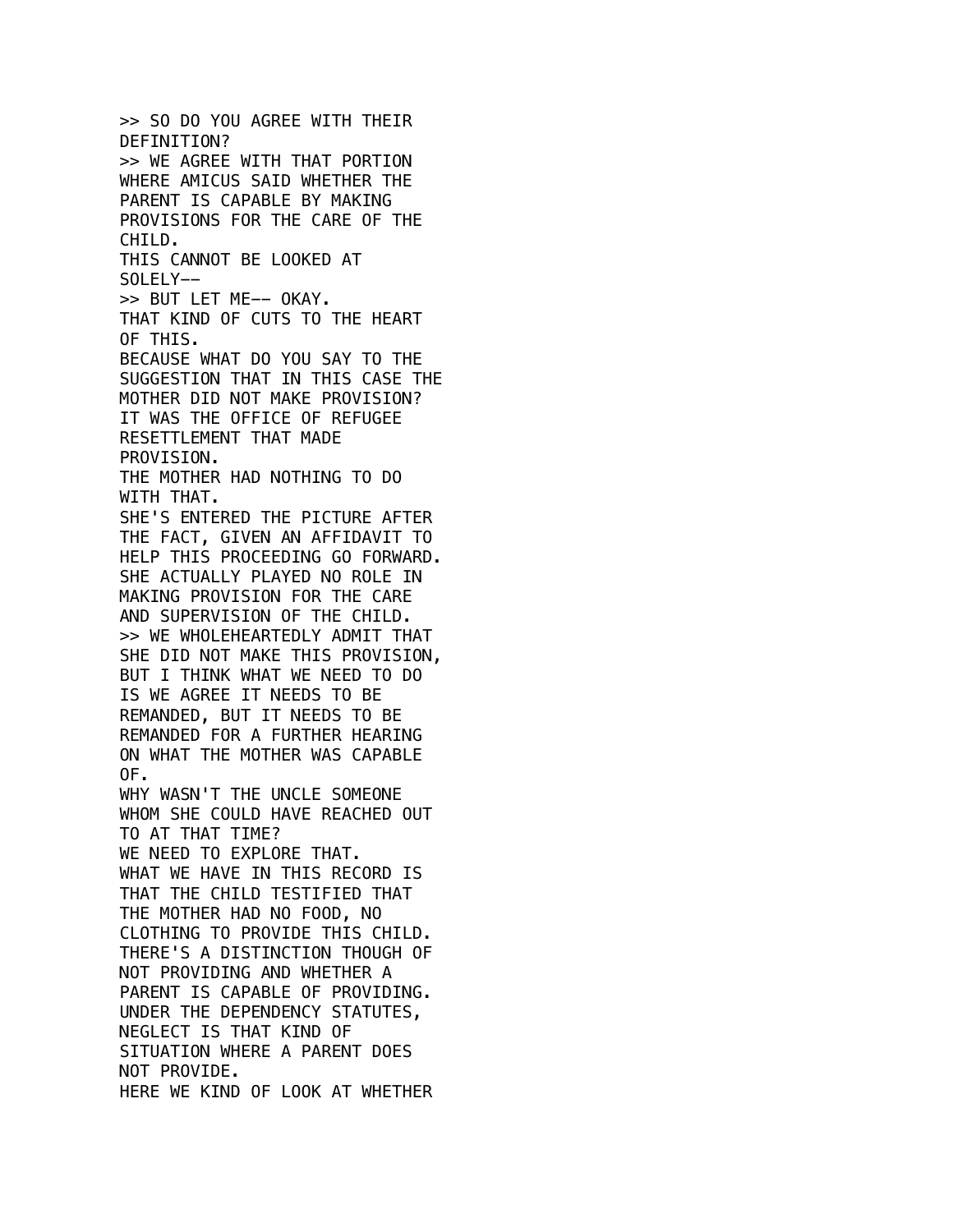>> SO DO YOU AGREE WITH THEIR DEFINITION?
>> WE AGREE WITH THAT PORTION WHERE AMICUS SAID WHETHER THE PARENT IS CAPABLE BY MAKING PROVISIONS FOR THE CARE OF THE CHILD.
THIS CANNOT BE LOOKED AT SOLELY--
>> BUT LET ME-- OKAY.
THAT KIND OF CUTS TO THE HEART OF THIS.
BECAUSE WHAT DO YOU SAY TO THE SUGGESTION THAT IN THIS CASE THE MOTHER DID NOT MAKE PROVISION?
IT WAS THE OFFICE OF REFUGEE RESETTLEMENT THAT MADE PROVISION.
THE MOTHER HAD NOTHING TO DO WITH THAT.
SHE'S ENTERED THE PICTURE AFTER THE FACT, GIVEN AN AFFIDAVIT TO HELP THIS PROCEEDING GO FORWARD.
SHE ACTUALLY PLAYED NO ROLE IN MAKING PROVISION FOR THE CARE AND SUPERVISION OF THE CHILD.
>> WE WHOLEHEARTEDLY ADMIT THAT SHE DID NOT MAKE THIS PROVISION, BUT I THINK WHAT WE NEED TO DO IS WE AGREE IT NEEDS TO BE REMANDED, BUT IT NEEDS TO BE REMANDED FOR A FURTHER HEARING ON WHAT THE MOTHER WAS CAPABLE OF.
WHY WASN'T THE UNCLE SOMEONE WHOM SHE COULD HAVE REACHED OUT TO AT THAT TIME?
WE NEED TO EXPLORE THAT.
WHAT WE HAVE IN THIS RECORD IS THAT THE CHILD TESTIFIED THAT THE MOTHER HAD NO FOOD, NO CLOTHING TO PROVIDE THIS CHILD.
THERE'S A DISTINCTION THOUGH OF NOT PROVIDING AND WHETHER A PARENT IS CAPABLE OF PROVIDING.
UNDER THE DEPENDENCY STATUTES, NEGLECT IS THAT KIND OF SITUATION WHERE A PARENT DOES NOT PROVIDE.
HERE WE KIND OF LOOK AT WHETHER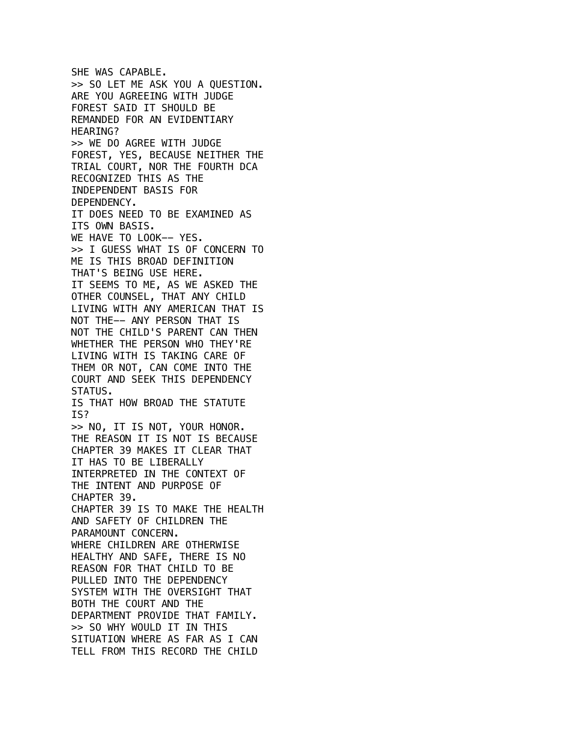SHE WAS CAPABLE.
>> SO LET ME ASK YOU A QUESTION.
ARE YOU AGREEING WITH JUDGE
FOREST SAID IT SHOULD BE
REMANDED FOR AN EVIDENTIARY
HEARING?
>> WE DO AGREE WITH JUDGE
FOREST, YES, BECAUSE NEITHER THE
TRIAL COURT, NOR THE FOURTH DCA
RECOGNIZED THIS AS THE
INDEPENDENT BASIS FOR
DEPENDENCY.
IT DOES NEED TO BE EXAMINED AS
ITS OWN BASIS.
WE HAVE TO LOOK-- YES.
>> I GUESS WHAT IS OF CONCERN TO
ME IS THIS BROAD DEFINITION
THAT'S BEING USE HERE.
IT SEEMS TO ME, AS WE ASKED THE
OTHER COUNSEL, THAT ANY CHILD
LIVING WITH ANY AMERICAN THAT IS
NOT THE-- ANY PERSON THAT IS
NOT THE CHILD'S PARENT CAN THEN
WHETHER THE PERSON WHO THEY'RE
LIVING WITH IS TAKING CARE OF
THEM OR NOT, CAN COME INTO THE
COURT AND SEEK THIS DEPENDENCY
STATUS.
IS THAT HOW BROAD THE STATUTE
IS?
>> NO, IT IS NOT, YOUR HONOR.
THE REASON IT IS NOT IS BECAUSE
CHAPTER 39 MAKES IT CLEAR THAT
IT HAS TO BE LIBERALLY
INTERPRETED IN THE CONTEXT OF
THE INTENT AND PURPOSE OF
CHAPTER 39.
CHAPTER 39 IS TO MAKE THE HEALTH
AND SAFETY OF CHILDREN THE
PARAMOUNT CONCERN.
WHERE CHILDREN ARE OTHERWISE
HEALTHY AND SAFE, THERE IS NO
REASON FOR THAT CHILD TO BE
PULLED INTO THE DEPENDENCY
SYSTEM WITH THE OVERSIGHT THAT
BOTH THE COURT AND THE
DEPARTMENT PROVIDE THAT FAMILY.
>> SO WHY WOULD IT IN THIS
SITUATION WHERE AS FAR AS I CAN
TELL FROM THIS RECORD THE CHILD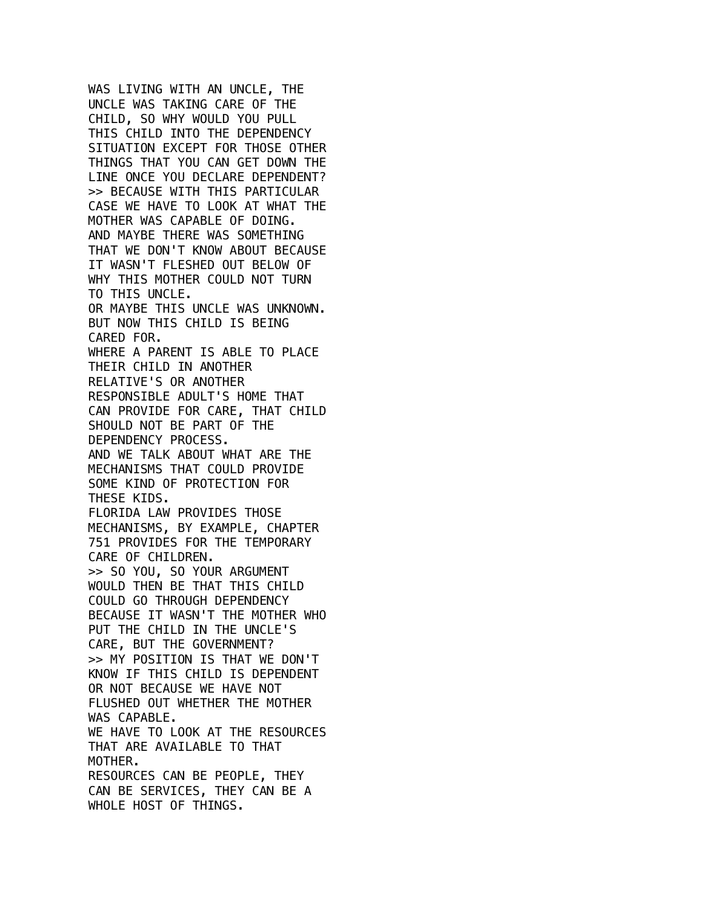WAS LIVING WITH AN UNCLE, THE UNCLE WAS TAKING CARE OF THE CHILD, SO WHY WOULD YOU PULL THIS CHILD INTO THE DEPENDENCY SITUATION EXCEPT FOR THOSE OTHER THINGS THAT YOU CAN GET DOWN THE LINE ONCE YOU DECLARE DEPENDENT?

>> BECAUSE WITH THIS PARTICULAR CASE WE HAVE TO LOOK AT WHAT THE MOTHER WAS CAPABLE OF DOING.
AND MAYBE THERE WAS SOMETHING THAT WE DON'T KNOW ABOUT BECAUSE IT WASN'T FLESHED OUT BELOW OF WHY THIS MOTHER COULD NOT TURN TO THIS UNCLE.
OR MAYBE THIS UNCLE WAS UNKNOWN.
BUT NOW THIS CHILD IS BEING CARED FOR.
WHERE A PARENT IS ABLE TO PLACE THEIR CHILD IN ANOTHER RELATIVE'S OR ANOTHER RESPONSIBLE ADULT'S HOME THAT CAN PROVIDE FOR CARE, THAT CHILD SHOULD NOT BE PART OF THE DEPENDENCY PROCESS.
AND WE TALK ABOUT WHAT ARE THE MECHANISMS THAT COULD PROVIDE SOME KIND OF PROTECTION FOR THESE KIDS.
FLORIDA LAW PROVIDES THOSE MECHANISMS, BY EXAMPLE, CHAPTER 751 PROVIDES FOR THE TEMPORARY CARE OF CHILDREN.

>> SO YOU, SO YOUR ARGUMENT WOULD THEN BE THAT THIS CHILD COULD GO THROUGH DEPENDENCY BECAUSE IT WASN'T THE MOTHER WHO PUT THE CHILD IN THE UNCLE'S CARE, BUT THE GOVERNMENT?

>> MY POSITION IS THAT WE DON'T KNOW IF THIS CHILD IS DEPENDENT OR NOT BECAUSE WE HAVE NOT FLUSHED OUT WHETHER THE MOTHER WAS CAPABLE.
WE HAVE TO LOOK AT THE RESOURCES THAT ARE AVAILABLE TO THAT MOTHER.
RESOURCES CAN BE PEOPLE, THEY CAN BE SERVICES, THEY CAN BE A WHOLE HOST OF THINGS.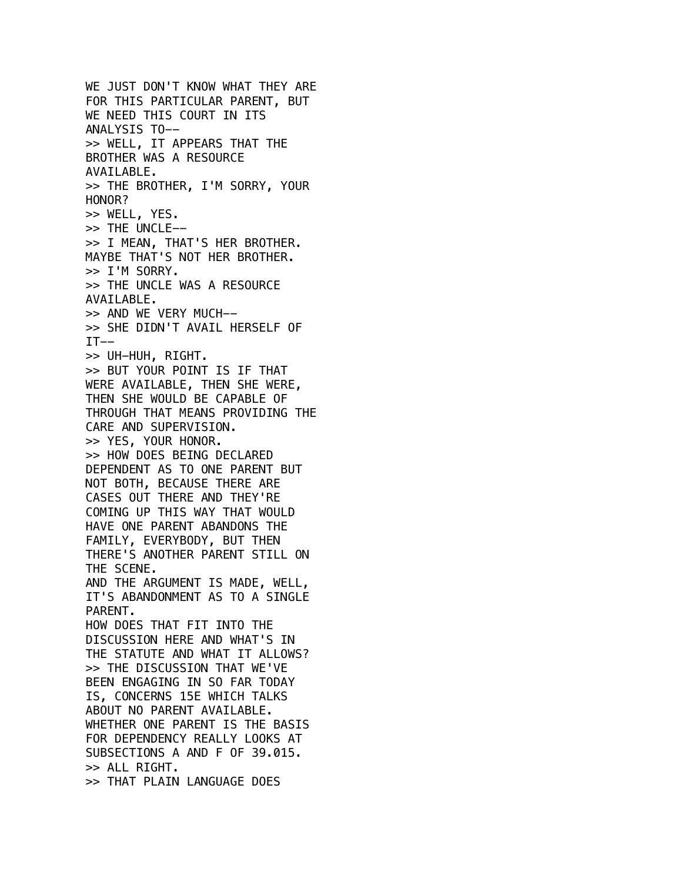WE JUST DON'T KNOW WHAT THEY ARE FOR THIS PARTICULAR PARENT, BUT WE NEED THIS COURT IN ITS ANALYSIS TO--
>> WELL, IT APPEARS THAT THE BROTHER WAS A RESOURCE AVAILABLE.
>> THE BROTHER, I'M SORRY, YOUR HONOR?
>> WELL, YES.
>> THE UNCLE--
>> I MEAN, THAT'S HER BROTHER. MAYBE THAT'S NOT HER BROTHER.
>> I'M SORRY.
>> THE UNCLE WAS A RESOURCE AVAILABLE.
>> AND WE VERY MUCH--
>> SHE DIDN'T AVAIL HERSELF OF IT--
>> UH-HUH, RIGHT.
>> BUT YOUR POINT IS IF THAT WERE AVAILABLE, THEN SHE WERE, THEN SHE WOULD BE CAPABLE OF THROUGH THAT MEANS PROVIDING THE CARE AND SUPERVISION.
>> YES, YOUR HONOR.
>> HOW DOES BEING DECLARED DEPENDENT AS TO ONE PARENT BUT NOT BOTH, BECAUSE THERE ARE CASES OUT THERE AND THEY'RE COMING UP THIS WAY THAT WOULD HAVE ONE PARENT ABANDONS THE FAMILY, EVERYBODY, BUT THEN THERE'S ANOTHER PARENT STILL ON THE SCENE.
AND THE ARGUMENT IS MADE, WELL, IT'S ABANDONMENT AS TO A SINGLE PARENT.
HOW DOES THAT FIT INTO THE DISCUSSION HERE AND WHAT'S IN THE STATUTE AND WHAT IT ALLOWS?
>> THE DISCUSSION THAT WE'VE BEEN ENGAGING IN SO FAR TODAY IS, CONCERNS 15E WHICH TALKS ABOUT NO PARENT AVAILABLE.
WHETHER ONE PARENT IS THE BASIS FOR DEPENDENCY REALLY LOOKS AT SUBSECTIONS A AND F OF 39.015.
>> ALL RIGHT.
>> THAT PLAIN LANGUAGE DOES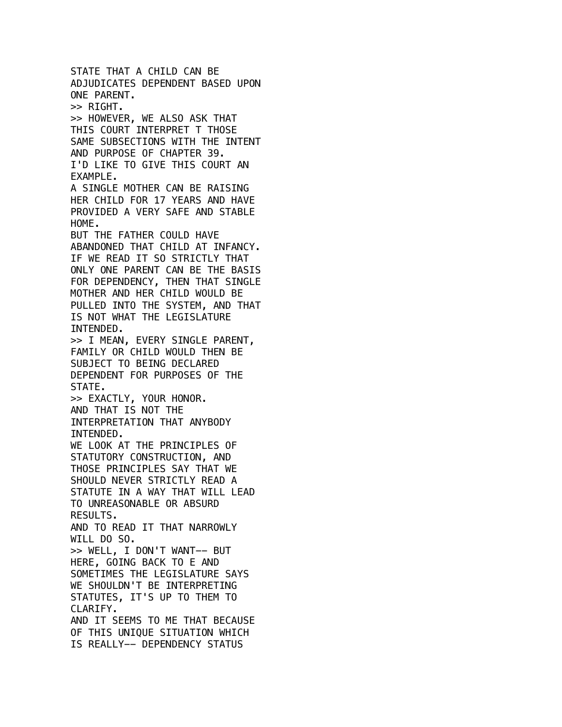STATE THAT A CHILD CAN BE ADJUDICATES DEPENDENT BASED UPON ONE PARENT.
>> RIGHT.
>> HOWEVER, WE ALSO ASK THAT THIS COURT INTERPRET T THOSE SAME SUBSECTIONS WITH THE INTENT AND PURPOSE OF CHAPTER 39.
I'D LIKE TO GIVE THIS COURT AN EXAMPLE.
A SINGLE MOTHER CAN BE RAISING HER CHILD FOR 17 YEARS AND HAVE PROVIDED A VERY SAFE AND STABLE HOME.
BUT THE FATHER COULD HAVE ABANDONED THAT CHILD AT INFANCY.
IF WE READ IT SO STRICTLY THAT ONLY ONE PARENT CAN BE THE BASIS FOR DEPENDENCY, THEN THAT SINGLE MOTHER AND HER CHILD WOULD BE PULLED INTO THE SYSTEM, AND THAT IS NOT WHAT THE LEGISLATURE INTENDED.
>> I MEAN, EVERY SINGLE PARENT, FAMILY OR CHILD WOULD THEN BE SUBJECT TO BEING DECLARED DEPENDENT FOR PURPOSES OF THE STATE.
>> EXACTLY, YOUR HONOR.
AND THAT IS NOT THE INTERPRETATION THAT ANYBODY INTENDED.
WE LOOK AT THE PRINCIPLES OF STATUTORY CONSTRUCTION, AND THOSE PRINCIPLES SAY THAT WE SHOULD NEVER STRICTLY READ A STATUTE IN A WAY THAT WILL LEAD TO UNREASONABLE OR ABSURD RESULTS.
AND TO READ IT THAT NARROWLY WILL DO SO.
>> WELL, I DON'T WANT-- BUT HERE, GOING BACK TO E AND SOMETIMES THE LEGISLATURE SAYS WE SHOULDN'T BE INTERPRETING STATUTES, IT'S UP TO THEM TO CLARIFY.
AND IT SEEMS TO ME THAT BECAUSE OF THIS UNIQUE SITUATION WHICH IS REALLY-- DEPENDENCY STATUS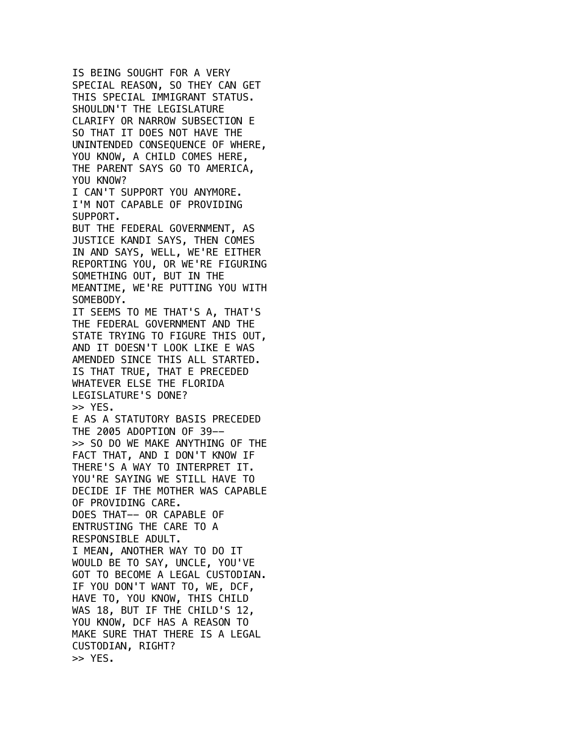IS BEING SOUGHT FOR A VERY SPECIAL REASON, SO THEY CAN GET THIS SPECIAL IMMIGRANT STATUS. SHOULDN'T THE LEGISLATURE CLARIFY OR NARROW SUBSECTION E SO THAT IT DOES NOT HAVE THE UNINTENDED CONSEQUENCE OF WHERE, YOU KNOW, A CHILD COMES HERE, THE PARENT SAYS GO TO AMERICA, YOU KNOW?
I CAN'T SUPPORT YOU ANYMORE.
I'M NOT CAPABLE OF PROVIDING SUPPORT.
BUT THE FEDERAL GOVERNMENT, AS JUSTICE KANDI SAYS, THEN COMES IN AND SAYS, WELL, WE'RE EITHER REPORTING YOU, OR WE'RE FIGURING SOMETHING OUT, BUT IN THE MEANTIME, WE'RE PUTTING YOU WITH SOMEBODY.
IT SEEMS TO ME THAT'S A, THAT'S THE FEDERAL GOVERNMENT AND THE STATE TRYING TO FIGURE THIS OUT, AND IT DOESN'T LOOK LIKE E WAS AMENDED SINCE THIS ALL STARTED.
IS THAT TRUE, THAT E PRECEDED WHATEVER ELSE THE FLORIDA LEGISLATURE'S DONE?
>> YES.
E AS A STATUTORY BASIS PRECEDED THE 2005 ADOPTION OF 39--
>> SO DO WE MAKE ANYTHING OF THE FACT THAT, AND I DON'T KNOW IF THERE'S A WAY TO INTERPRET IT.
YOU'RE SAYING WE STILL HAVE TO DECIDE IF THE MOTHER WAS CAPABLE OF PROVIDING CARE.
DOES THAT-- OR CAPABLE OF ENTRUSTING THE CARE TO A RESPONSIBLE ADULT.
I MEAN, ANOTHER WAY TO DO IT WOULD BE TO SAY, UNCLE, YOU'VE GOT TO BECOME A LEGAL CUSTODIAN.
IF YOU DON'T WANT TO, WE, DCF, HAVE TO, YOU KNOW, THIS CHILD WAS 18, BUT IF THE CHILD'S 12, YOU KNOW, DCF HAS A REASON TO MAKE SURE THAT THERE IS A LEGAL CUSTODIAN, RIGHT?
>> YES.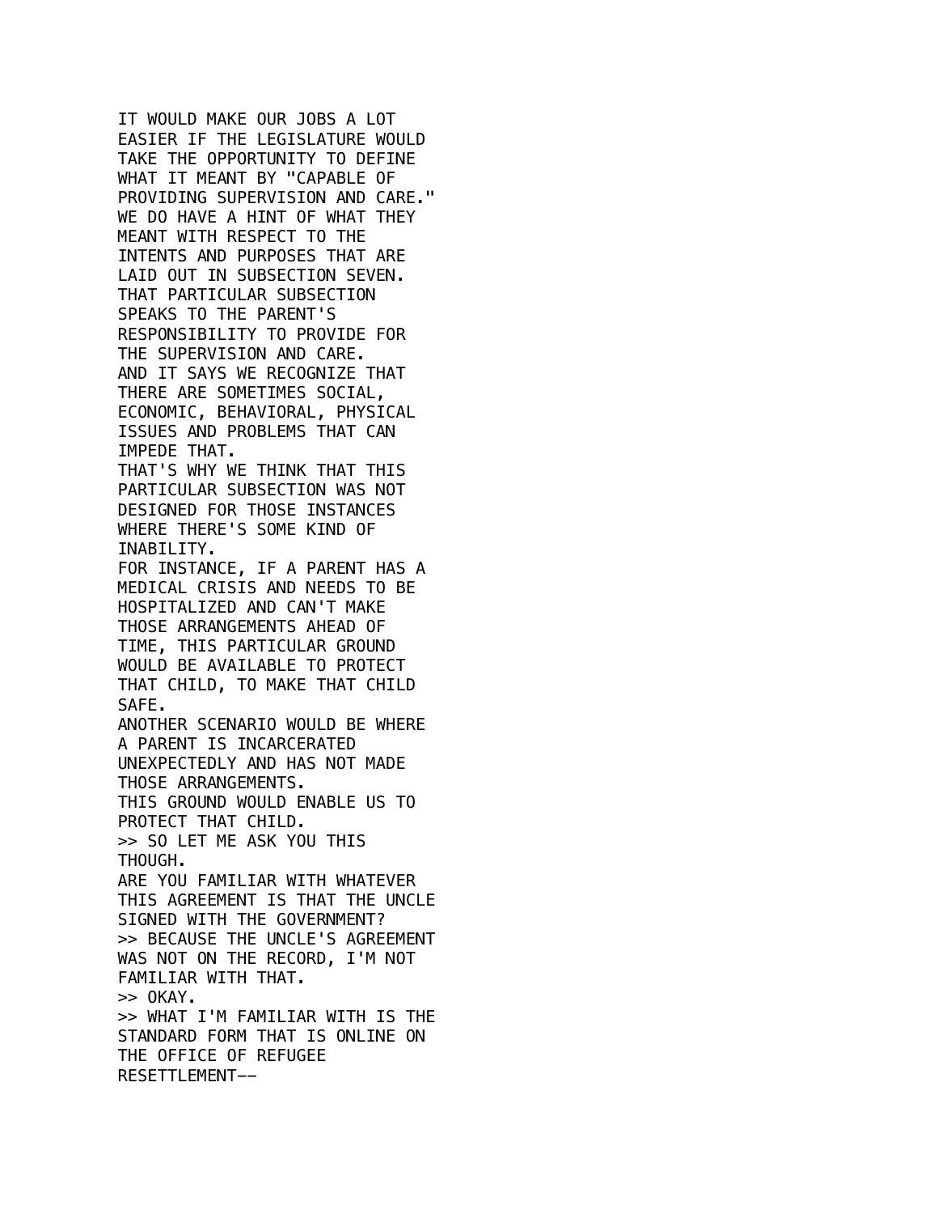IT WOULD MAKE OUR JOBS A LOT EASIER IF THE LEGISLATURE WOULD TAKE THE OPPORTUNITY TO DEFINE WHAT IT MEANT BY "CAPABLE OF PROVIDING SUPERVISION AND CARE." WE DO HAVE A HINT OF WHAT THEY MEANT WITH RESPECT TO THE INTENTS AND PURPOSES THAT ARE LAID OUT IN SUBSECTION SEVEN.
THAT PARTICULAR SUBSECTION SPEAKS TO THE PARENT'S RESPONSIBILITY TO PROVIDE FOR THE SUPERVISION AND CARE.
AND IT SAYS WE RECOGNIZE THAT THERE ARE SOMETIMES SOCIAL, ECONOMIC, BEHAVIORAL, PHYSICAL ISSUES AND PROBLEMS THAT CAN IMPEDE THAT.
THAT'S WHY WE THINK THAT THIS PARTICULAR SUBSECTION WAS NOT DESIGNED FOR THOSE INSTANCES WHERE THERE'S SOME KIND OF INABILITY.
FOR INSTANCE, IF A PARENT HAS A MEDICAL CRISIS AND NEEDS TO BE HOSPITALIZED AND CAN'T MAKE THOSE ARRANGEMENTS AHEAD OF TIME, THIS PARTICULAR GROUND WOULD BE AVAILABLE TO PROTECT THAT CHILD, TO MAKE THAT CHILD SAFE.
ANOTHER SCENARIO WOULD BE WHERE A PARENT IS INCARCERATED UNEXPECTEDLY AND HAS NOT MADE THOSE ARRANGEMENTS.
THIS GROUND WOULD ENABLE US TO PROTECT THAT CHILD.
>> SO LET ME ASK YOU THIS THOUGH.
ARE YOU FAMILIAR WITH WHATEVER THIS AGREEMENT IS THAT THE UNCLE SIGNED WITH THE GOVERNMENT?
>> BECAUSE THE UNCLE'S AGREEMENT WAS NOT ON THE RECORD, I'M NOT FAMILIAR WITH THAT.
>> OKAY.
>> WHAT I'M FAMILIAR WITH IS THE STANDARD FORM THAT IS ONLINE ON THE OFFICE OF REFUGEE RESETTLEMENT--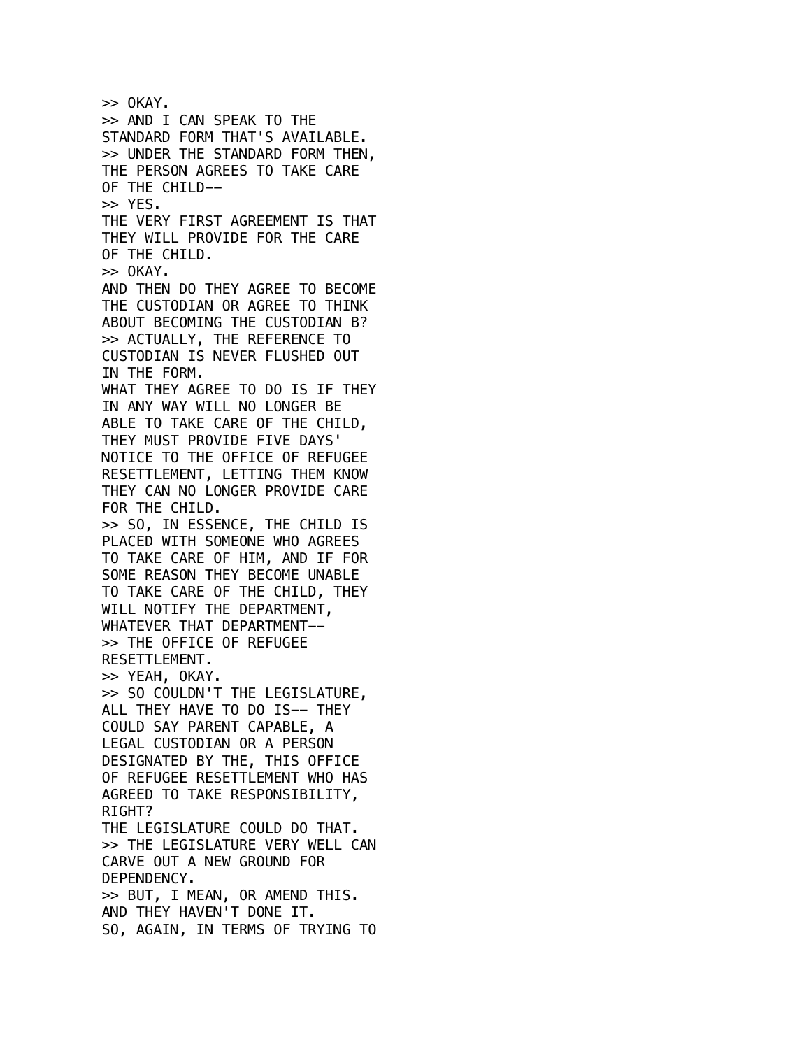>> OKAY.
>> AND I CAN SPEAK TO THE
STANDARD FORM THAT'S AVAILABLE.
>> UNDER THE STANDARD FORM THEN,
THE PERSON AGREES TO TAKE CARE
OF THE CHILD--
>> YES.
THE VERY FIRST AGREEMENT IS THAT
THEY WILL PROVIDE FOR THE CARE
OF THE CHILD.
>> OKAY.
AND THEN DO THEY AGREE TO BECOME
THE CUSTODIAN OR AGREE TO THINK
ABOUT BECOMING THE CUSTODIAN B?
>> ACTUALLY, THE REFERENCE TO
CUSTODIAN IS NEVER FLUSHED OUT
IN THE FORM.
WHAT THEY AGREE TO DO IS IF THEY
IN ANY WAY WILL NO LONGER BE
ABLE TO TAKE CARE OF THE CHILD,
THEY MUST PROVIDE FIVE DAYS'
NOTICE TO THE OFFICE OF REFUGEE
RESETTLEMENT, LETTING THEM KNOW
THEY CAN NO LONGER PROVIDE CARE
FOR THE CHILD.
>> SO, IN ESSENCE, THE CHILD IS
PLACED WITH SOMEONE WHO AGREES
TO TAKE CARE OF HIM, AND IF FOR
SOME REASON THEY BECOME UNABLE
TO TAKE CARE OF THE CHILD, THEY
WILL NOTIFY THE DEPARTMENT,
WHATEVER THAT DEPARTMENT--
>> THE OFFICE OF REFUGEE
RESETTLEMENT.
>> YEAH, OKAY.
>> SO COULDN'T THE LEGISLATURE,
ALL THEY HAVE TO DO IS-- THEY
COULD SAY PARENT CAPABLE, A
LEGAL CUSTODIAN OR A PERSON
DESIGNATED BY THE, THIS OFFICE
OF REFUGEE RESETTLEMENT WHO HAS
AGREED TO TAKE RESPONSIBILITY,
RIGHT?
THE LEGISLATURE COULD DO THAT.
>> THE LEGISLATURE VERY WELL CAN
CARVE OUT A NEW GROUND FOR
DEPENDENCY.
>> BUT, I MEAN, OR AMEND THIS.
AND THEY HAVEN'T DONE IT.
SO, AGAIN, IN TERMS OF TRYING TO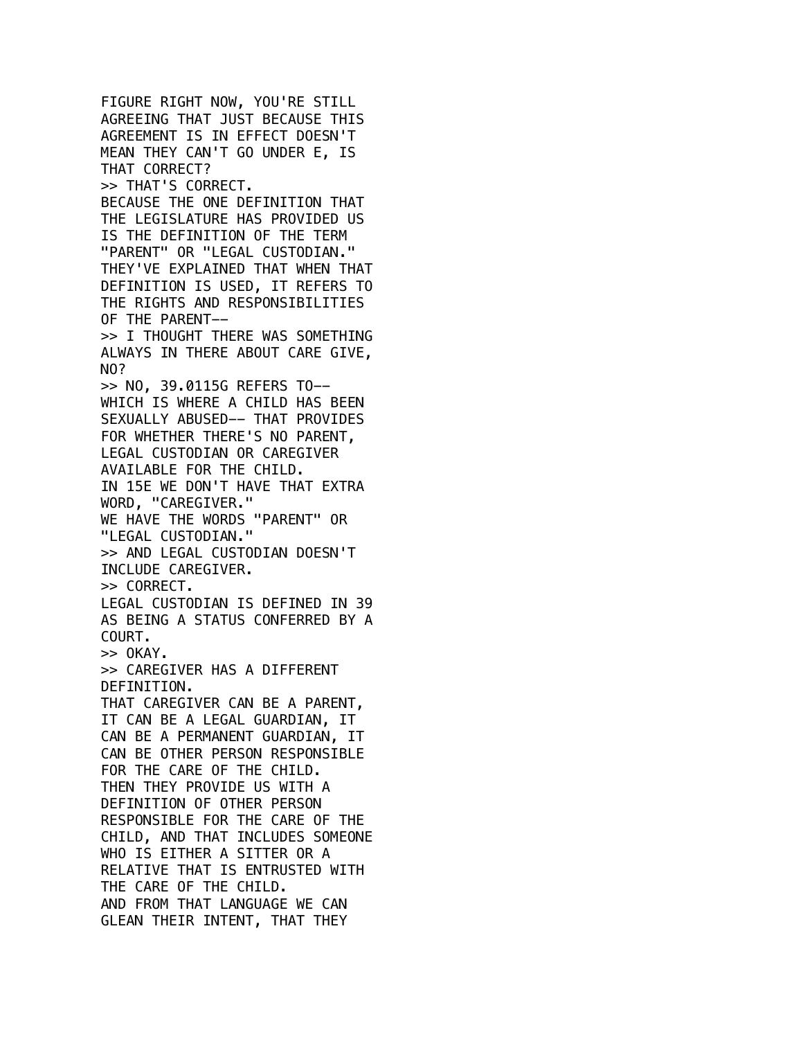FIGURE RIGHT NOW, YOU'RE STILL AGREEING THAT JUST BECAUSE THIS AGREEMENT IS IN EFFECT DOESN'T MEAN THEY CAN'T GO UNDER E, IS THAT CORRECT?

>> THAT'S CORRECT.

BECAUSE THE ONE DEFINITION THAT THE LEGISLATURE HAS PROVIDED US IS THE DEFINITION OF THE TERM "PARENT" OR "LEGAL CUSTODIAN."

THEY'VE EXPLAINED THAT WHEN THAT DEFINITION IS USED, IT REFERS TO THE RIGHTS AND RESPONSIBILITIES OF THE PARENT--

>> I THOUGHT THERE WAS SOMETHING ALWAYS IN THERE ABOUT CARE GIVE, NO?

>> NO, 39.0115G REFERS TO-- WHICH IS WHERE A CHILD HAS BEEN SEXUALLY ABUSED-- THAT PROVIDES FOR WHETHER THERE'S NO PARENT, LEGAL CUSTODIAN OR CAREGIVER AVAILABLE FOR THE CHILD.

IN 15E WE DON'T HAVE THAT EXTRA WORD, "CAREGIVER."

WE HAVE THE WORDS "PARENT" OR "LEGAL CUSTODIAN."

>> AND LEGAL CUSTODIAN DOESN'T INCLUDE CAREGIVER.

>> CORRECT.

LEGAL CUSTODIAN IS DEFINED IN 39 AS BEING A STATUS CONFERRED BY A COURT.

>> OKAY.

>> CAREGIVER HAS A DIFFERENT DEFINITION.

THAT CAREGIVER CAN BE A PARENT, IT CAN BE A LEGAL GUARDIAN, IT CAN BE A PERMANENT GUARDIAN, IT CAN BE OTHER PERSON RESPONSIBLE FOR THE CARE OF THE CHILD.

THEN THEY PROVIDE US WITH A DEFINITION OF OTHER PERSON RESPONSIBLE FOR THE CARE OF THE CHILD, AND THAT INCLUDES SOMEONE WHO IS EITHER A SITTER OR A RELATIVE THAT IS ENTRUSTED WITH THE CARE OF THE CHILD.

AND FROM THAT LANGUAGE WE CAN GLEAN THEIR INTENT, THAT THEY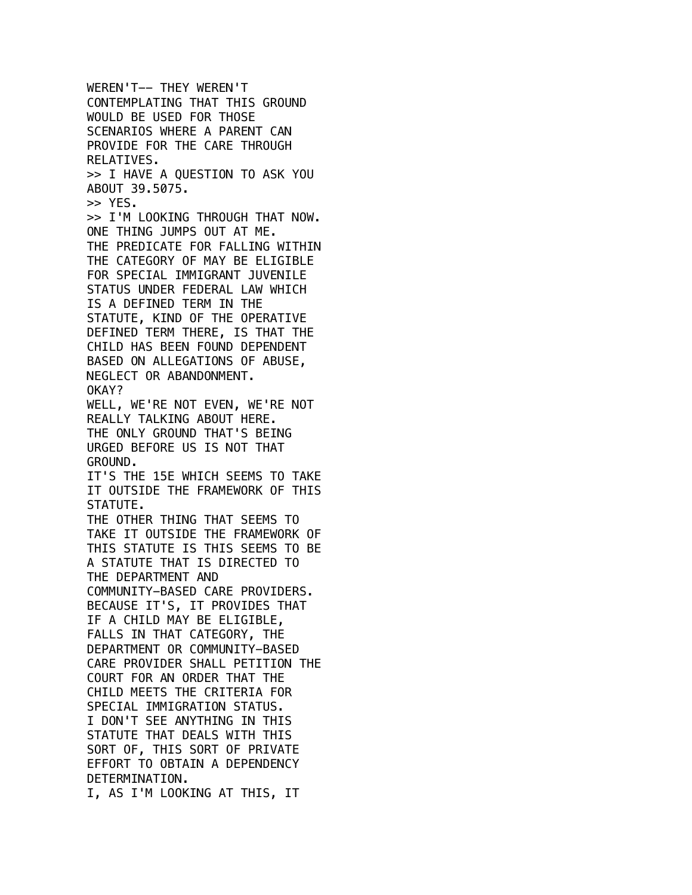WEREN'T-- THEY WEREN'T
CONTEMPLATING THAT THIS GROUND
WOULD BE USED FOR THOSE
SCENARIOS WHERE A PARENT CAN
PROVIDE FOR THE CARE THROUGH
RELATIVES.
>> I HAVE A QUESTION TO ASK YOU
ABOUT 39.5075.
>> YES.
>> I'M LOOKING THROUGH THAT NOW.
ONE THING JUMPS OUT AT ME.
THE PREDICATE FOR FALLING WITHIN
THE CATEGORY OF MAY BE ELIGIBLE
FOR SPECIAL IMMIGRANT JUVENILE
STATUS UNDER FEDERAL LAW WHICH
IS A DEFINED TERM IN THE
STATUTE, KIND OF THE OPERATIVE
DEFINED TERM THERE, IS THAT THE
CHILD HAS BEEN FOUND DEPENDENT
BASED ON ALLEGATIONS OF ABUSE,
NEGLECT OR ABANDONMENT.
OKAY?
WELL, WE'RE NOT EVEN, WE'RE NOT
REALLY TALKING ABOUT HERE.
THE ONLY GROUND THAT'S BEING
URGED BEFORE US IS NOT THAT
GROUND.
IT'S THE 15E WHICH SEEMS TO TAKE
IT OUTSIDE THE FRAMEWORK OF THIS
STATUTE.
THE OTHER THING THAT SEEMS TO
TAKE IT OUTSIDE THE FRAMEWORK OF
THIS STATUTE IS THIS SEEMS TO BE
A STATUTE THAT IS DIRECTED TO
THE DEPARTMENT AND
COMMUNITY-BASED CARE PROVIDERS.
BECAUSE IT'S, IT PROVIDES THAT
IF A CHILD MAY BE ELIGIBLE,
FALLS IN THAT CATEGORY, THE
DEPARTMENT OR COMMUNITY-BASED
CARE PROVIDER SHALL PETITION THE
COURT FOR AN ORDER THAT THE
CHILD MEETS THE CRITERIA FOR
SPECIAL IMMIGRATION STATUS.
I DON'T SEE ANYTHING IN THIS
STATUTE THAT DEALS WITH THIS
SORT OF, THIS SORT OF PRIVATE
EFFORT TO OBTAIN A DEPENDENCY
DETERMINATION.
I, AS I'M LOOKING AT THIS, IT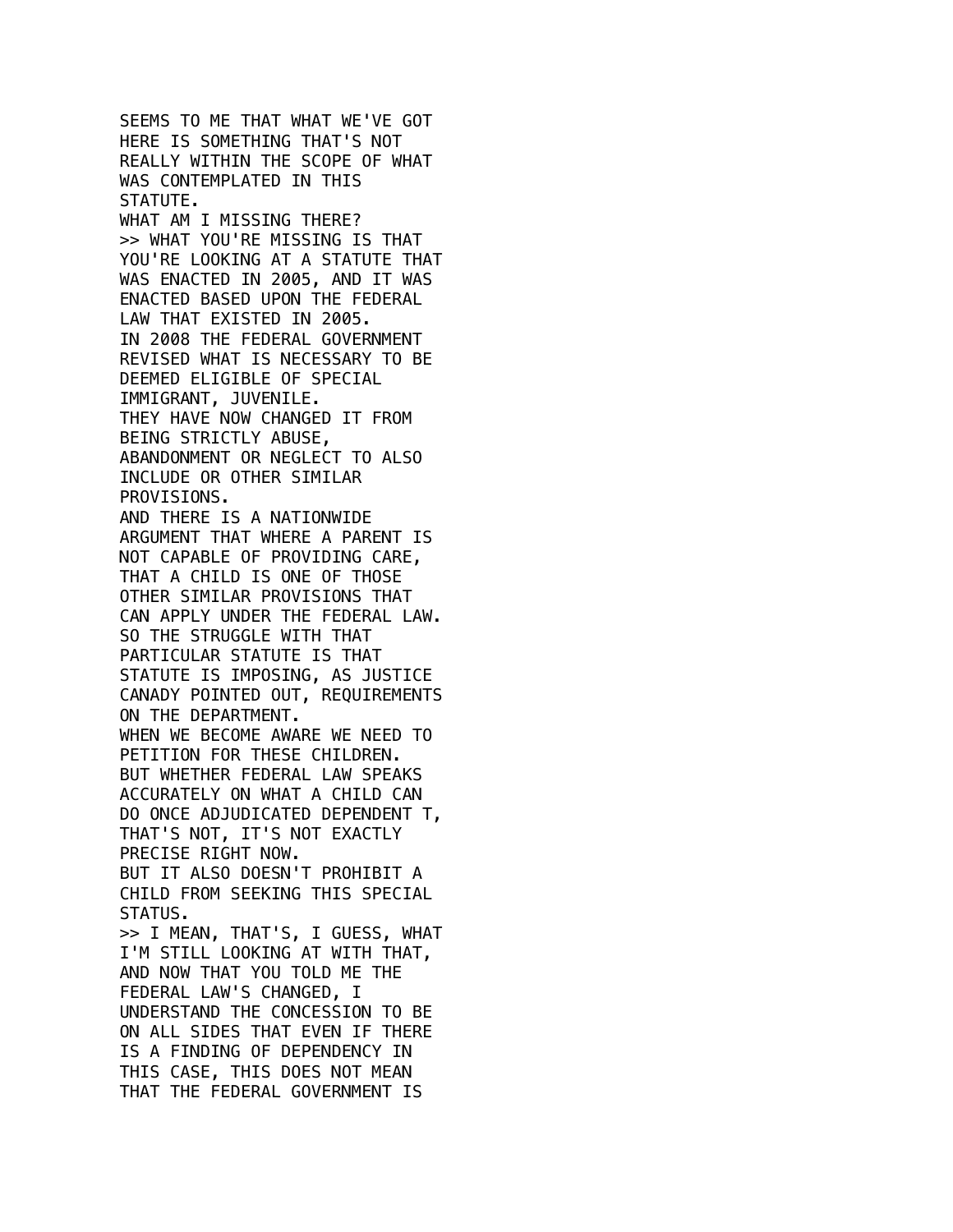SEEMS TO ME THAT WHAT WE'VE GOT HERE IS SOMETHING THAT'S NOT REALLY WITHIN THE SCOPE OF WHAT WAS CONTEMPLATED IN THIS STATUTE.
WHAT AM I MISSING THERE?
>> WHAT YOU'RE MISSING IS THAT YOU'RE LOOKING AT A STATUTE THAT WAS ENACTED IN 2005, AND IT WAS ENACTED BASED UPON THE FEDERAL LAW THAT EXISTED IN 2005.
IN 2008 THE FEDERAL GOVERNMENT REVISED WHAT IS NECESSARY TO BE DEEMED ELIGIBLE OF SPECIAL IMMIGRANT, JUVENILE.
THEY HAVE NOW CHANGED IT FROM BEING STRICTLY ABUSE, ABANDONMENT OR NEGLECT TO ALSO INCLUDE OR OTHER SIMILAR PROVISIONS.
AND THERE IS A NATIONWIDE ARGUMENT THAT WHERE A PARENT IS NOT CAPABLE OF PROVIDING CARE, THAT A CHILD IS ONE OF THOSE OTHER SIMILAR PROVISIONS THAT CAN APPLY UNDER THE FEDERAL LAW.
SO THE STRUGGLE WITH THAT PARTICULAR STATUTE IS THAT STATUTE IS IMPOSING, AS JUSTICE CANADY POINTED OUT, REQUIREMENTS ON THE DEPARTMENT.
WHEN WE BECOME AWARE WE NEED TO PETITION FOR THESE CHILDREN.
BUT WHETHER FEDERAL LAW SPEAKS ACCURATELY ON WHAT A CHILD CAN DO ONCE ADJUDICATED DEPENDENT T, THAT'S NOT, IT'S NOT EXACTLY PRECISE RIGHT NOW.
BUT IT ALSO DOESN'T PROHIBIT A CHILD FROM SEEKING THIS SPECIAL STATUS.
>> I MEAN, THAT'S, I GUESS, WHAT I'M STILL LOOKING AT WITH THAT, AND NOW THAT YOU TOLD ME THE FEDERAL LAW'S CHANGED, I UNDERSTAND THE CONCESSION TO BE ON ALL SIDES THAT EVEN IF THERE IS A FINDING OF DEPENDENCY IN THIS CASE, THIS DOES NOT MEAN THAT THE FEDERAL GOVERNMENT IS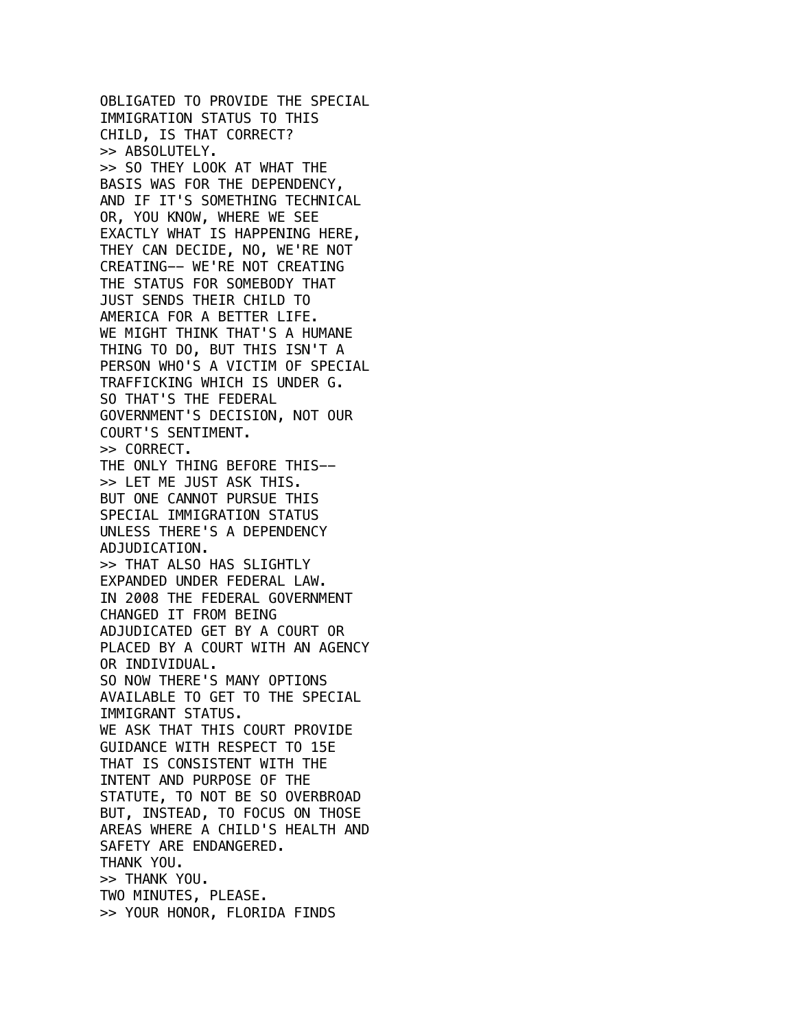OBLIGATED TO PROVIDE THE SPECIAL
IMMIGRATION STATUS TO THIS
CHILD, IS THAT CORRECT?
>> ABSOLUTELY.
>> SO THEY LOOK AT WHAT THE
BASIS WAS FOR THE DEPENDENCY,
AND IF IT'S SOMETHING TECHNICAL
OR, YOU KNOW, WHERE WE SEE
EXACTLY WHAT IS HAPPENING HERE,
THEY CAN DECIDE, NO, WE'RE NOT
CREATING-- WE'RE NOT CREATING
THE STATUS FOR SOMEBODY THAT
JUST SENDS THEIR CHILD TO
AMERICA FOR A BETTER LIFE.
WE MIGHT THINK THAT'S A HUMANE
THING TO DO, BUT THIS ISN'T A
PERSON WHO'S A VICTIM OF SPECIAL
TRAFFICKING WHICH IS UNDER G.
SO THAT'S THE FEDERAL
GOVERNMENT'S DECISION, NOT OUR
COURT'S SENTIMENT.
>> CORRECT.
THE ONLY THING BEFORE THIS--
>> LET ME JUST ASK THIS.
BUT ONE CANNOT PURSUE THIS
SPECIAL IMMIGRATION STATUS
UNLESS THERE'S A DEPENDENCY
ADJUDICATION.
>> THAT ALSO HAS SLIGHTLY
EXPANDED UNDER FEDERAL LAW.
IN 2008 THE FEDERAL GOVERNMENT
CHANGED IT FROM BEING
ADJUDICATED GET BY A COURT OR
PLACED BY A COURT WITH AN AGENCY
OR INDIVIDUAL.
SO NOW THERE'S MANY OPTIONS
AVAILABLE TO GET TO THE SPECIAL
IMMIGRANT STATUS.
WE ASK THAT THIS COURT PROVIDE
GUIDANCE WITH RESPECT TO 15E
THAT IS CONSISTENT WITH THE
INTENT AND PURPOSE OF THE
STATUTE, TO NOT BE SO OVERBROAD
BUT, INSTEAD, TO FOCUS ON THOSE
AREAS WHERE A CHILD'S HEALTH AND
SAFETY ARE ENDANGERED.
THANK YOU.
>> THANK YOU.
TWO MINUTES, PLEASE.
>> YOUR HONOR, FLORIDA FINDS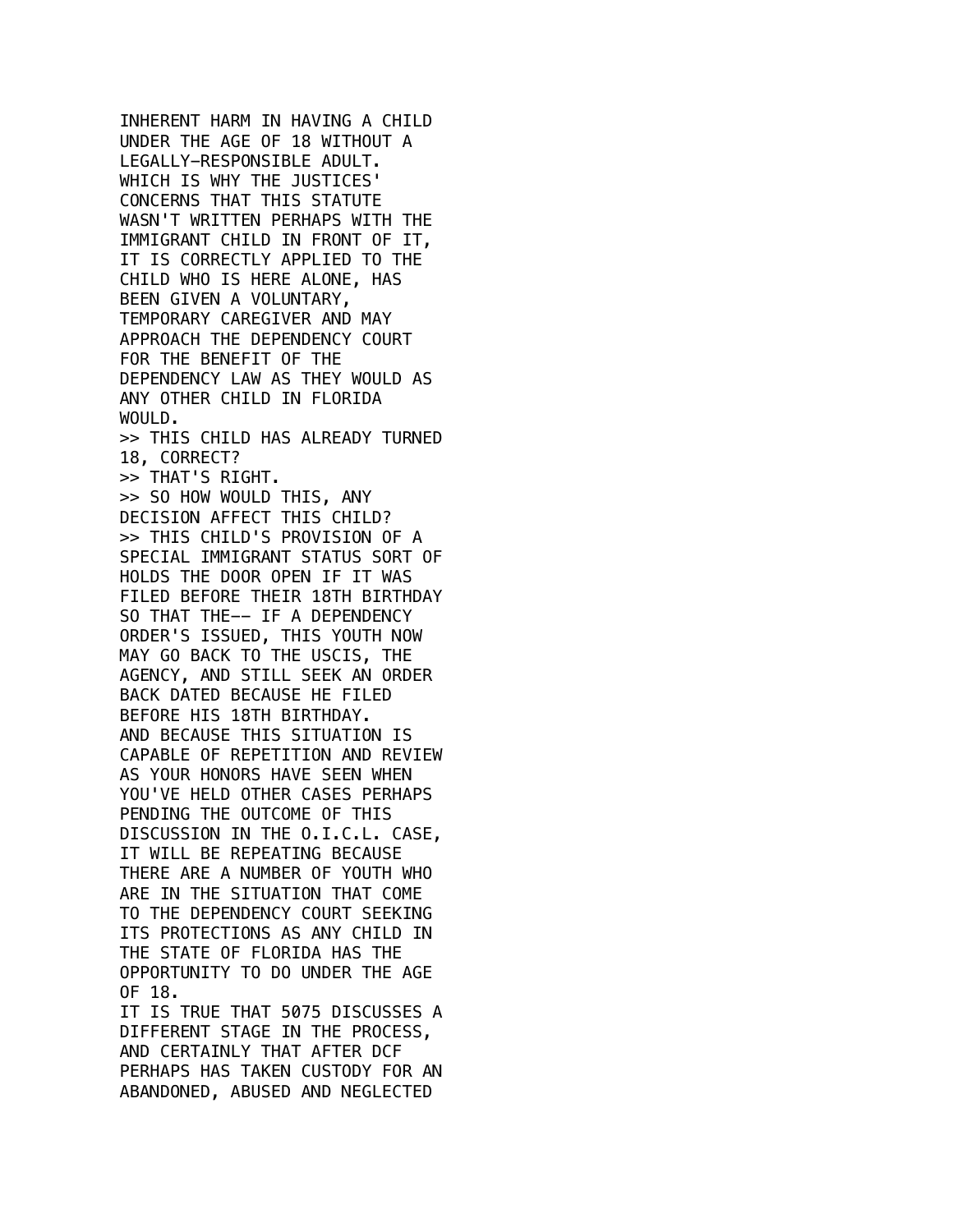INHERENT HARM IN HAVING A CHILD
UNDER THE AGE OF 18 WITHOUT A
LEGALLY—RESPONSIBLE ADULT.
WHICH IS WHY THE JUSTICES'
CONCERNS THAT THIS STATUTE
WASN'T WRITTEN PERHAPS WITH THE
IMMIGRANT CHILD IN FRONT OF IT,
IT IS CORRECTLY APPLIED TO THE
CHILD WHO IS HERE ALONE, HAS
BEEN GIVEN A VOLUNTARY,
TEMPORARY CAREGIVER AND MAY
APPROACH THE DEPENDENCY COURT
FOR THE BENEFIT OF THE
DEPENDENCY LAW AS THEY WOULD AS
ANY OTHER CHILD IN FLORIDA
WOULD.
>> THIS CHILD HAS ALREADY TURNED
18, CORRECT?
>> THAT'S RIGHT.
>> SO HOW WOULD THIS, ANY
DECISION AFFECT THIS CHILD?
>> THIS CHILD'S PROVISION OF A
SPECIAL IMMIGRANT STATUS SORT OF
HOLDS THE DOOR OPEN IF IT WAS
FILED BEFORE THEIR 18TH BIRTHDAY
SO THAT THE-- IF A DEPENDENCY
ORDER'S ISSUED, THIS YOUTH NOW
MAY GO BACK TO THE USCIS, THE
AGENCY, AND STILL SEEK AN ORDER
BACK DATED BECAUSE HE FILED
BEFORE HIS 18TH BIRTHDAY.
AND BECAUSE THIS SITUATION IS
CAPABLE OF REPETITION AND REVIEW
AS YOUR HONORS HAVE SEEN WHEN
YOU'VE HELD OTHER CASES PERHAPS
PENDING THE OUTCOME OF THIS
DISCUSSION IN THE O.I.C.L. CASE,
IT WILL BE REPEATING BECAUSE
THERE ARE A NUMBER OF YOUTH WHO
ARE IN THE SITUATION THAT COME
TO THE DEPENDENCY COURT SEEKING
ITS PROTECTIONS AS ANY CHILD IN
THE STATE OF FLORIDA HAS THE
OPPORTUNITY TO DO UNDER THE AGE
OF 18.
IT IS TRUE THAT 5075 DISCUSSES A
DIFFERENT STAGE IN THE PROCESS,
AND CERTAINLY THAT AFTER DCF
PERHAPS HAS TAKEN CUSTODY FOR AN
ABANDONED, ABUSED AND NEGLECTED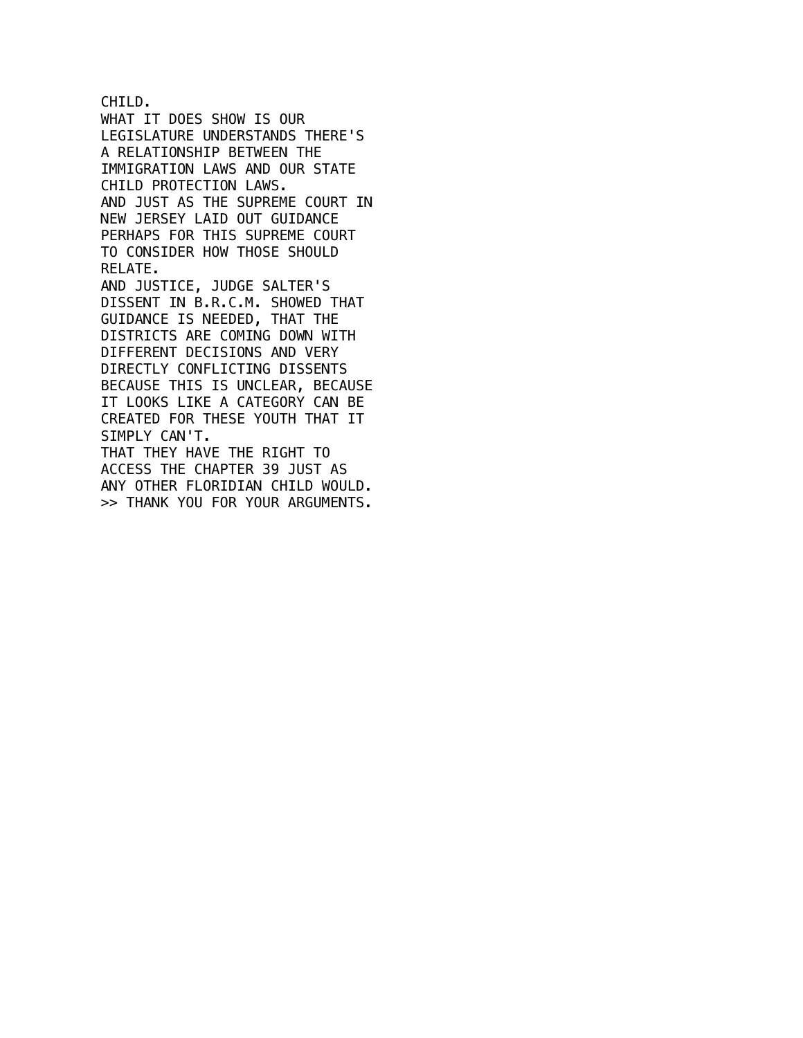CHILD.
WHAT IT DOES SHOW IS OUR
LEGISLATURE UNDERSTANDS THERE'S
A RELATIONSHIP BETWEEN THE
IMMIGRATION LAWS AND OUR STATE
CHILD PROTECTION LAWS.
AND JUST AS THE SUPREME COURT IN
NEW JERSEY LAID OUT GUIDANCE
PERHAPS FOR THIS SUPREME COURT
TO CONSIDER HOW THOSE SHOULD
RELATE.
AND JUSTICE, JUDGE SALTER'S
DISSENT IN B.R.C.M. SHOWED THAT
GUIDANCE IS NEEDED, THAT THE
DISTRICTS ARE COMING DOWN WITH
DIFFERENT DECISIONS AND VERY
DIRECTLY CONFLICTING DISSENTS
BECAUSE THIS IS UNCLEAR, BECAUSE
IT LOOKS LIKE A CATEGORY CAN BE
CREATED FOR THESE YOUTH THAT IT
SIMPLY CAN'T.
THAT THEY HAVE THE RIGHT TO
ACCESS THE CHAPTER 39 JUST AS
ANY OTHER FLORIDIAN CHILD WOULD.
>> THANK YOU FOR YOUR ARGUMENTS.